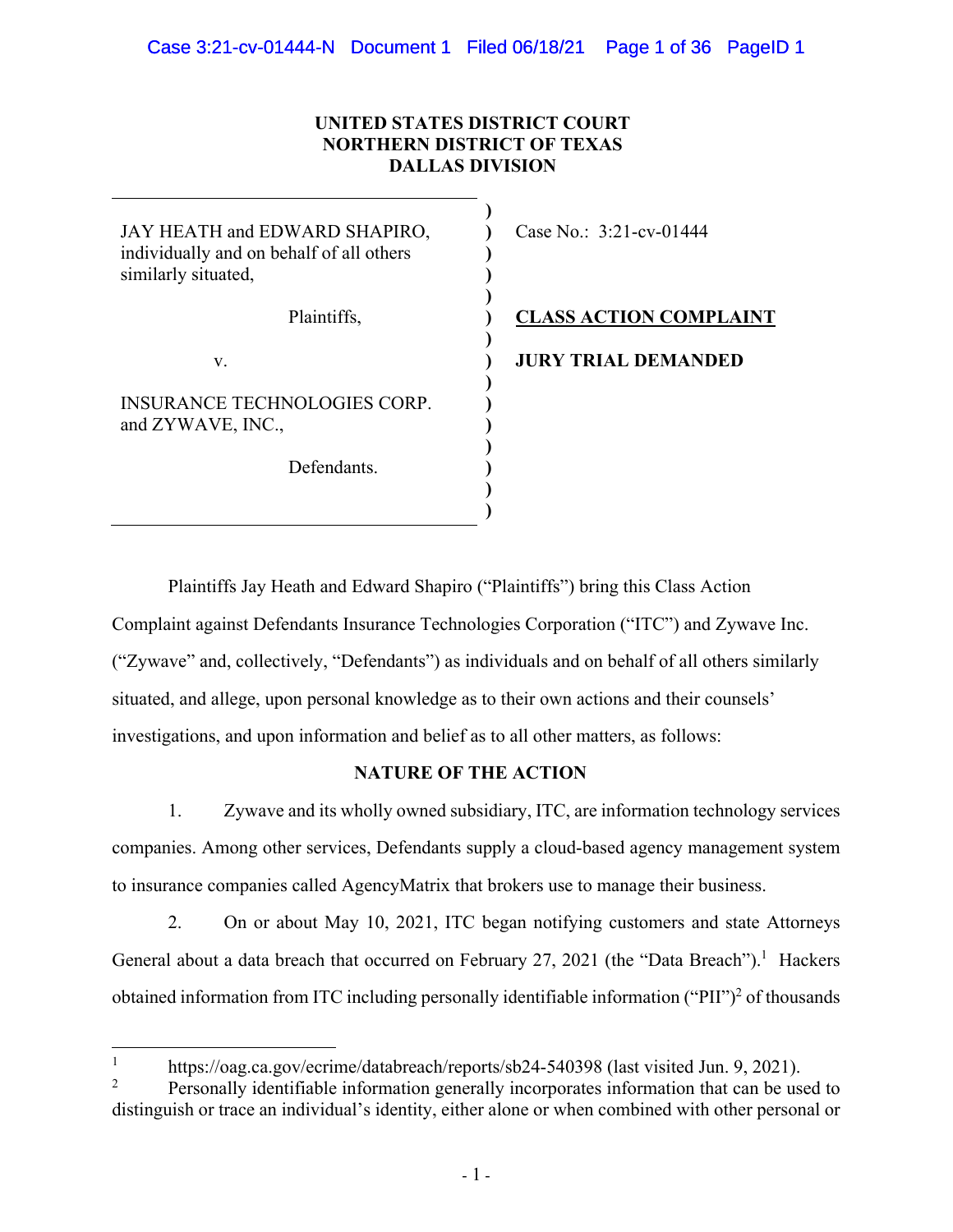**UNITED STATES DISTRICT COURT**
**NORTHERN DISTRICT OF TEXAS**
**DALLAS DIVISION**

| | |
|---|---|
| JAY HEATH and EDWARD SHAPIRO, individually and on behalf of all others similarly situated, | Case No.: 3:21-cv-01444 |
| Plaintiffs, | **CLASS ACTION COMPLAINT** |
| v. | **JURY TRIAL DEMANDED** |
| INSURANCE TECHNOLOGIES CORP. and ZYWAVE, INC., | |
| Defendants. | |

Plaintiffs Jay Heath and Edward Shapiro ("Plaintiffs") bring this Class Action Complaint against Defendants Insurance Technologies Corporation ("ITC") and Zywave Inc. ("Zywave" and, collectively, "Defendants") as individuals and on behalf of all others similarly situated, and allege, upon personal knowledge as to their own actions and their counsels' investigations, and upon information and belief as to all other matters, as follows:

## NATURE OF THE ACTION

1. Zywave and its wholly owned subsidiary, ITC, are information technology services companies. Among other services, Defendants supply a cloud-based agency management system to insurance companies called AgencyMatrix that brokers use to manage their business.

2. On or about May 10, 2021, ITC began notifying customers and state Attorneys General about a data breach that occurred on February 27, 2021 (the "Data Breach").[1] Hackers obtained information from ITC including personally identifiable information ("PII")[2] of thousands

---

[1] https://oag.ca.gov/ecrime/databreach/reports/sb24-540398 (last visited Jun. 9, 2021).

[2] Personally identifiable information generally incorporates information that can be used to distinguish or trace an individual's identity, either alone or when combined with other personal or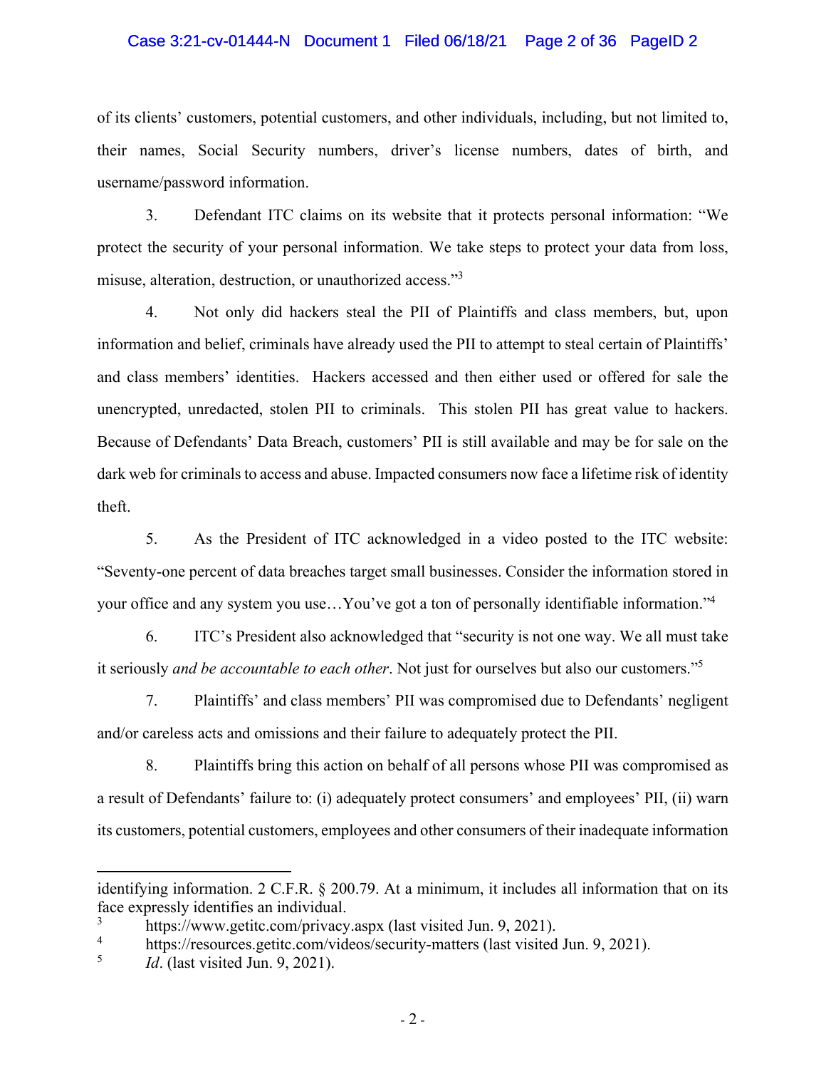of its clients' customers, potential customers, and other individuals, including, but not limited to, their names, Social Security numbers, driver's license numbers, dates of birth, and username/password information.

3. Defendant ITC claims on its website that it protects personal information: "We protect the security of your personal information. We take steps to protect your data from loss, misuse, alteration, destruction, or unauthorized access."[3]

4. Not only did hackers steal the PII of Plaintiffs and class members, but, upon information and belief, criminals have already used the PII to attempt to steal certain of Plaintiffs' and class members' identities. Hackers accessed and then either used or offered for sale the unencrypted, unredacted, stolen PII to criminals. This stolen PII has great value to hackers. Because of Defendants' Data Breach, customers' PII is still available and may be for sale on the dark web for criminals to access and abuse. Impacted consumers now face a lifetime risk of identity theft.

5. As the President of ITC acknowledged in a video posted to the ITC website: "Seventy-one percent of data breaches target small businesses. Consider the information stored in your office and any system you use…You've got a ton of personally identifiable information."[4]

6. ITC's President also acknowledged that "security is not one way. We all must take it seriously *and be accountable to each other*. Not just for ourselves but also our customers."[5]

7. Plaintiffs' and class members' PII was compromised due to Defendants' negligent and/or careless acts and omissions and their failure to adequately protect the PII.

8. Plaintiffs bring this action on behalf of all persons whose PII was compromised as a result of Defendants' failure to: (i) adequately protect consumers' and employees' PII, (ii) warn its customers, potential customers, employees and other consumers of their inadequate information

---

identifying information. 2 C.F.R. § 200.79. At a minimum, it includes all information that on its face expressly identifies an individual.

[3] https://www.getitc.com/privacy.aspx (last visited Jun. 9, 2021).

[4] https://resources.getitc.com/videos/security-matters (last visited Jun. 9, 2021).

[5] *Id*. (last visited Jun. 9, 2021).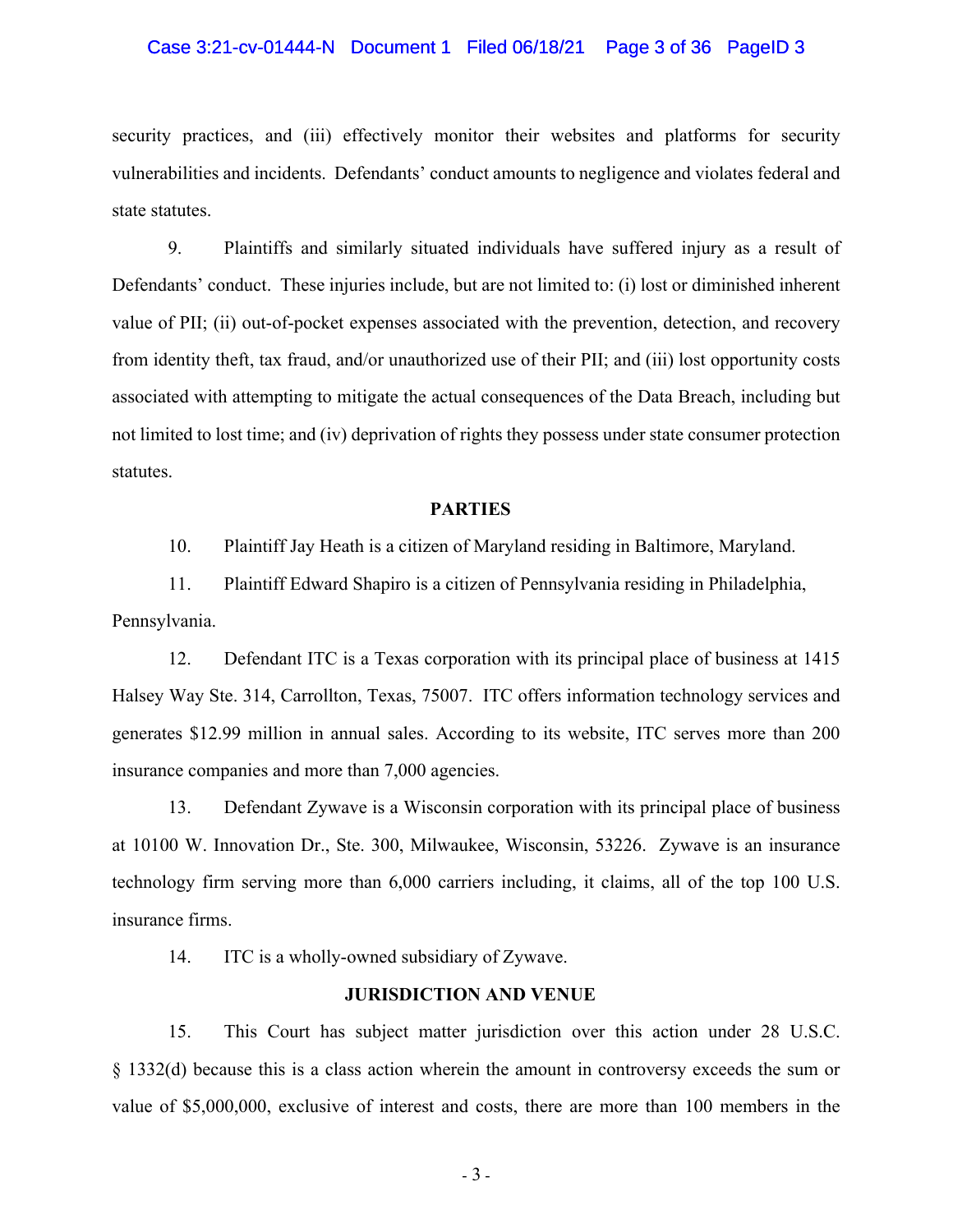security practices, and (iii) effectively monitor their websites and platforms for security vulnerabilities and incidents. Defendants' conduct amounts to negligence and violates federal and state statutes.

9. Plaintiffs and similarly situated individuals have suffered injury as a result of Defendants' conduct. These injuries include, but are not limited to: (i) lost or diminished inherent value of PII; (ii) out-of-pocket expenses associated with the prevention, detection, and recovery from identity theft, tax fraud, and/or unauthorized use of their PII; and (iii) lost opportunity costs associated with attempting to mitigate the actual consequences of the Data Breach, including but not limited to lost time; and (iv) deprivation of rights they possess under state consumer protection statutes.

## PARTIES

10. Plaintiff Jay Heath is a citizen of Maryland residing in Baltimore, Maryland.

11. Plaintiff Edward Shapiro is a citizen of Pennsylvania residing in Philadelphia, Pennsylvania.

12. Defendant ITC is a Texas corporation with its principal place of business at 1415 Halsey Way Ste. 314, Carrollton, Texas, 75007. ITC offers information technology services and generates $12.99 million in annual sales. According to its website, ITC serves more than 200 insurance companies and more than 7,000 agencies.

13. Defendant Zywave is a Wisconsin corporation with its principal place of business at 10100 W. Innovation Dr., Ste. 300, Milwaukee, Wisconsin, 53226. Zywave is an insurance technology firm serving more than 6,000 carriers including, it claims, all of the top 100 U.S. insurance firms.

14. ITC is a wholly-owned subsidiary of Zywave.

## JURISDICTION AND VENUE

15. This Court has subject matter jurisdiction over this action under 28 U.S.C. § 1332(d) because this is a class action wherein the amount in controversy exceeds the sum or value of $5,000,000, exclusive of interest and costs, there are more than 100 members in the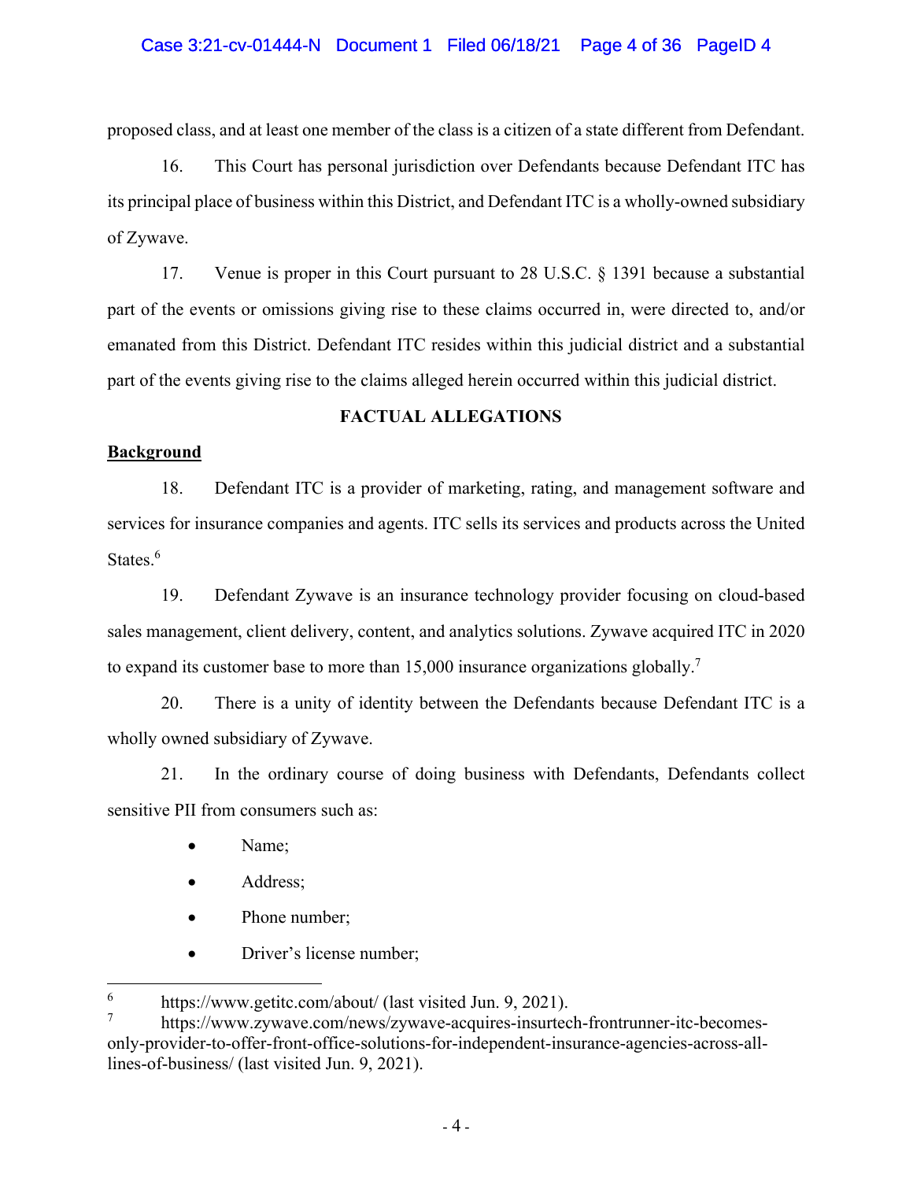proposed class, and at least one member of the class is a citizen of a state different from Defendant.

16. This Court has personal jurisdiction over Defendants because Defendant ITC has its principal place of business within this District, and Defendant ITC is a wholly-owned subsidiary of Zywave.

17. Venue is proper in this Court pursuant to 28 U.S.C. § 1391 because a substantial part of the events or omissions giving rise to these claims occurred in, were directed to, and/or emanated from this District. Defendant ITC resides within this judicial district and a substantial part of the events giving rise to the claims alleged herein occurred within this judicial district.

## FACTUAL ALLEGATIONS

**Background**

18. Defendant ITC is a provider of marketing, rating, and management software and services for insurance companies and agents. ITC sells its services and products across the United States.[6]

19. Defendant Zywave is an insurance technology provider focusing on cloud-based sales management, client delivery, content, and analytics solutions. Zywave acquired ITC in 2020 to expand its customer base to more than 15,000 insurance organizations globally.[7]

20. There is a unity of identity between the Defendants because Defendant ITC is a wholly owned subsidiary of Zywave.

21. In the ordinary course of doing business with Defendants, Defendants collect sensitive PII from consumers such as:

- Name;
- Address;
- Phone number;
- Driver's license number;

---

[6] https://www.getitc.com/about/ (last visited Jun. 9, 2021).

[7] https://www.zywave.com/news/zywave-acquires-insurtech-frontrunner-itc-becomes-only-provider-to-offer-front-office-solutions-for-independent-insurance-agencies-across-all-lines-of-business/ (last visited Jun. 9, 2021).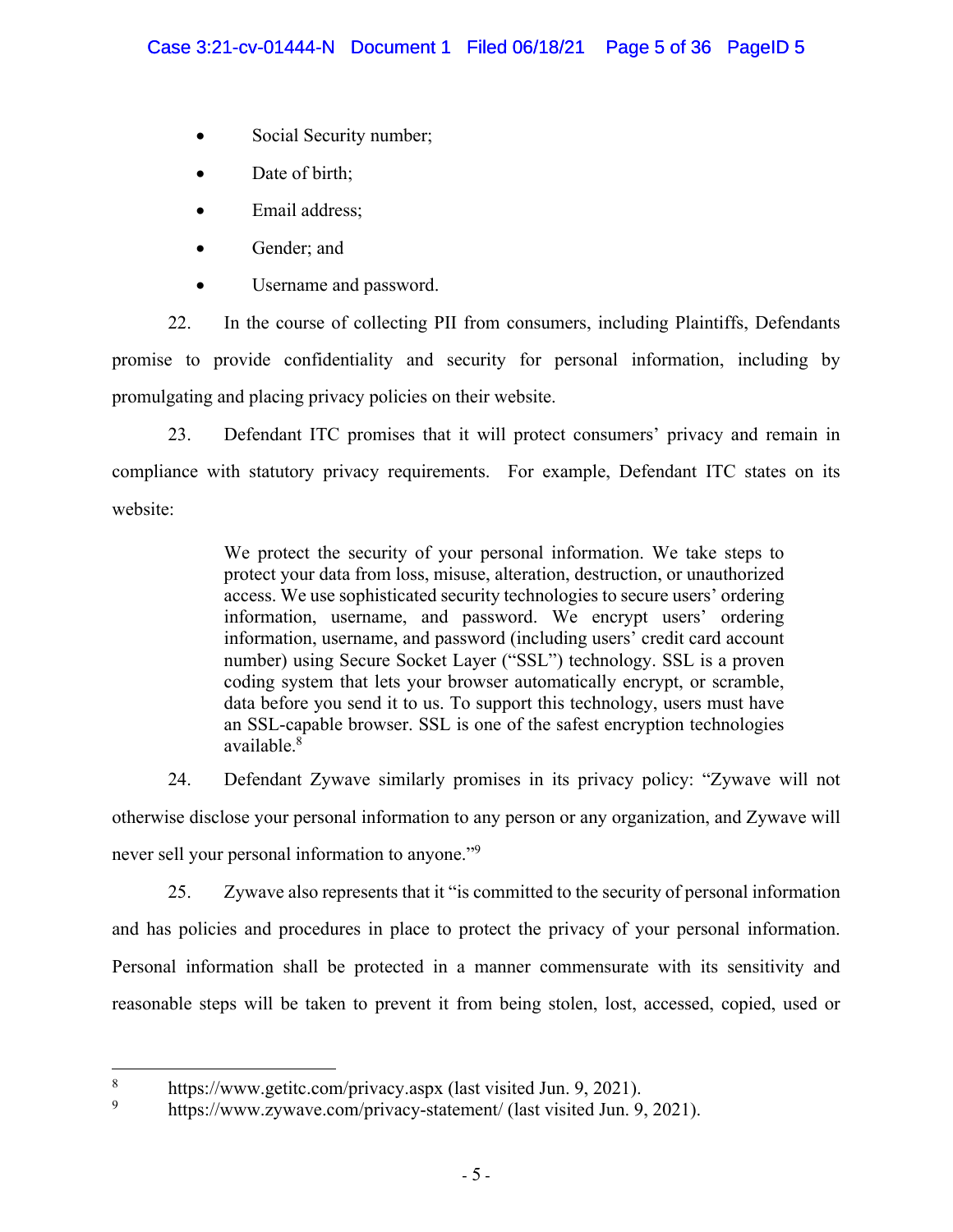- Social Security number;
- Date of birth;
- Email address;
- Gender; and
- Username and password.

22. In the course of collecting PII from consumers, including Plaintiffs, Defendants promise to provide confidentiality and security for personal information, including by promulgating and placing privacy policies on their website.

23. Defendant ITC promises that it will protect consumers' privacy and remain in compliance with statutory privacy requirements. For example, Defendant ITC states on its website:

> We protect the security of your personal information. We take steps to protect your data from loss, misuse, alteration, destruction, or unauthorized access. We use sophisticated security technologies to secure users' ordering information, username, and password. We encrypt users' ordering information, username, and password (including users' credit card account number) using Secure Socket Layer ("SSL") technology. SSL is a proven coding system that lets your browser automatically encrypt, or scramble, data before you send it to us. To support this technology, users must have an SSL-capable browser. SSL is one of the safest encryption technologies available.[8]

24. Defendant Zywave similarly promises in its privacy policy: "Zywave will not otherwise disclose your personal information to any person or any organization, and Zywave will never sell your personal information to anyone."[9]

25. Zywave also represents that it "is committed to the security of personal information and has policies and procedures in place to protect the privacy of your personal information. Personal information shall be protected in a manner commensurate with its sensitivity and reasonable steps will be taken to prevent it from being stolen, lost, accessed, copied, used or

---

[8] https://www.getitc.com/privacy.aspx (last visited Jun. 9, 2021).

[9] https://www.zywave.com/privacy-statement/ (last visited Jun. 9, 2021).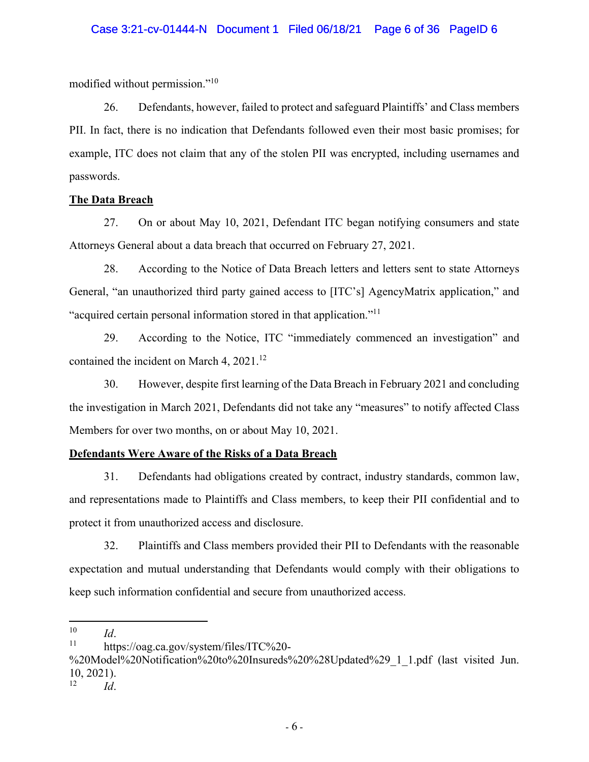modified without permission."[10]

26. Defendants, however, failed to protect and safeguard Plaintiffs' and Class members PII. In fact, there is no indication that Defendants followed even their most basic promises; for example, ITC does not claim that any of the stolen PII was encrypted, including usernames and passwords.

**The Data Breach**

27. On or about May 10, 2021, Defendant ITC began notifying consumers and state Attorneys General about a data breach that occurred on February 27, 2021.

28. According to the Notice of Data Breach letters and letters sent to state Attorneys General, "an unauthorized third party gained access to [ITC's] AgencyMatrix application," and "acquired certain personal information stored in that application."[11]

29. According to the Notice, ITC "immediately commenced an investigation" and contained the incident on March 4, 2021.[12]

30. However, despite first learning of the Data Breach in February 2021 and concluding the investigation in March 2021, Defendants did not take any "measures" to notify affected Class Members for over two months, on or about May 10, 2021.

**Defendants Were Aware of the Risks of a Data Breach**

31. Defendants had obligations created by contract, industry standards, common law, and representations made to Plaintiffs and Class members, to keep their PII confidential and to protect it from unauthorized access and disclosure.

32. Plaintiffs and Class members provided their PII to Defendants with the reasonable expectation and mutual understanding that Defendants would comply with their obligations to keep such information confidential and secure from unauthorized access.

---

[10] *Id*.

[11] https://oag.ca.gov/system/files/ITC%20-%20Model%20Notification%20to%20Insureds%20%28Updated%29_1_1.pdf (last visited Jun. 10, 2021).

[12] *Id*.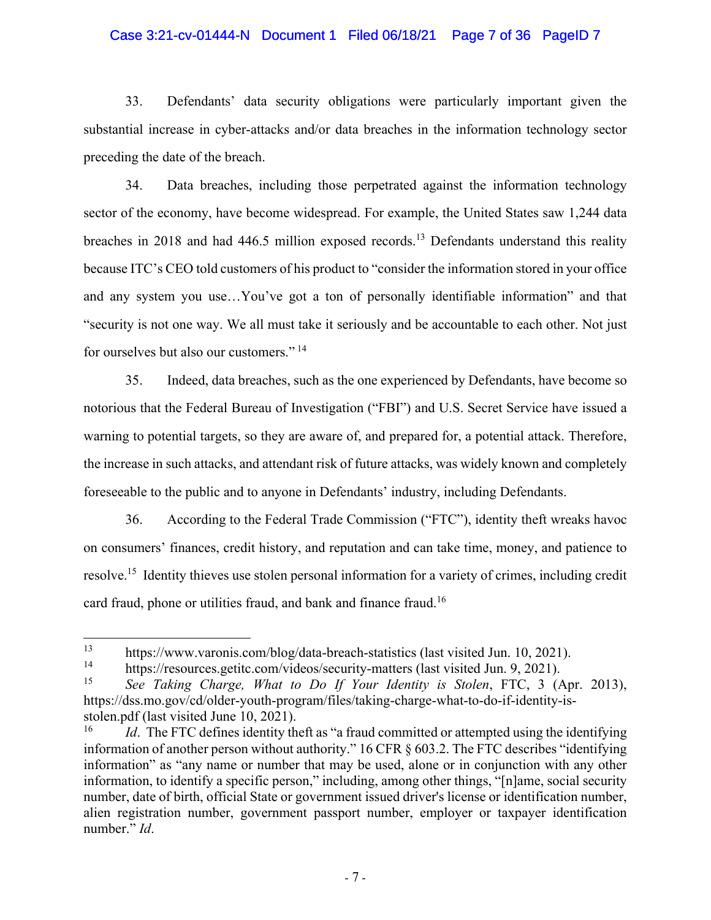33. Defendants' data security obligations were particularly important given the substantial increase in cyber-attacks and/or data breaches in the information technology sector preceding the date of the breach.

34. Data breaches, including those perpetrated against the information technology sector of the economy, have become widespread. For example, the United States saw 1,244 data breaches in 2018 and had 446.5 million exposed records.[13] Defendants understand this reality because ITC's CEO told customers of his product to "consider the information stored in your office and any system you use…You've got a ton of personally identifiable information" and that "security is not one way. We all must take it seriously and be accountable to each other. Not just for ourselves but also our customers." [14]

35. Indeed, data breaches, such as the one experienced by Defendants, have become so notorious that the Federal Bureau of Investigation ("FBI") and U.S. Secret Service have issued a warning to potential targets, so they are aware of, and prepared for, a potential attack. Therefore, the increase in such attacks, and attendant risk of future attacks, was widely known and completely foreseeable to the public and to anyone in Defendants' industry, including Defendants.

36. According to the Federal Trade Commission ("FTC"), identity theft wreaks havoc on consumers' finances, credit history, and reputation and can take time, money, and patience to resolve.[15] Identity thieves use stolen personal information for a variety of crimes, including credit card fraud, phone or utilities fraud, and bank and finance fraud.[16]

---

[13] https://www.varonis.com/blog/data-breach-statistics (last visited Jun. 10, 2021).

[14] https://resources.getitc.com/videos/security-matters (last visited Jun. 9, 2021).

[15] *See Taking Charge, What to Do If Your Identity is Stolen*, FTC, 3 (Apr. 2013), https://dss.mo.gov/cd/older-youth-program/files/taking-charge-what-to-do-if-identity-is-stolen.pdf (last visited June 10, 2021).

[16] *Id*. The FTC defines identity theft as "a fraud committed or attempted using the identifying information of another person without authority." 16 CFR § 603.2. The FTC describes "identifying information" as "any name or number that may be used, alone or in conjunction with any other information, to identify a specific person," including, among other things, "[n]ame, social security number, date of birth, official State or government issued driver's license or identification number, alien registration number, government passport number, employer or taxpayer identification number." *Id*.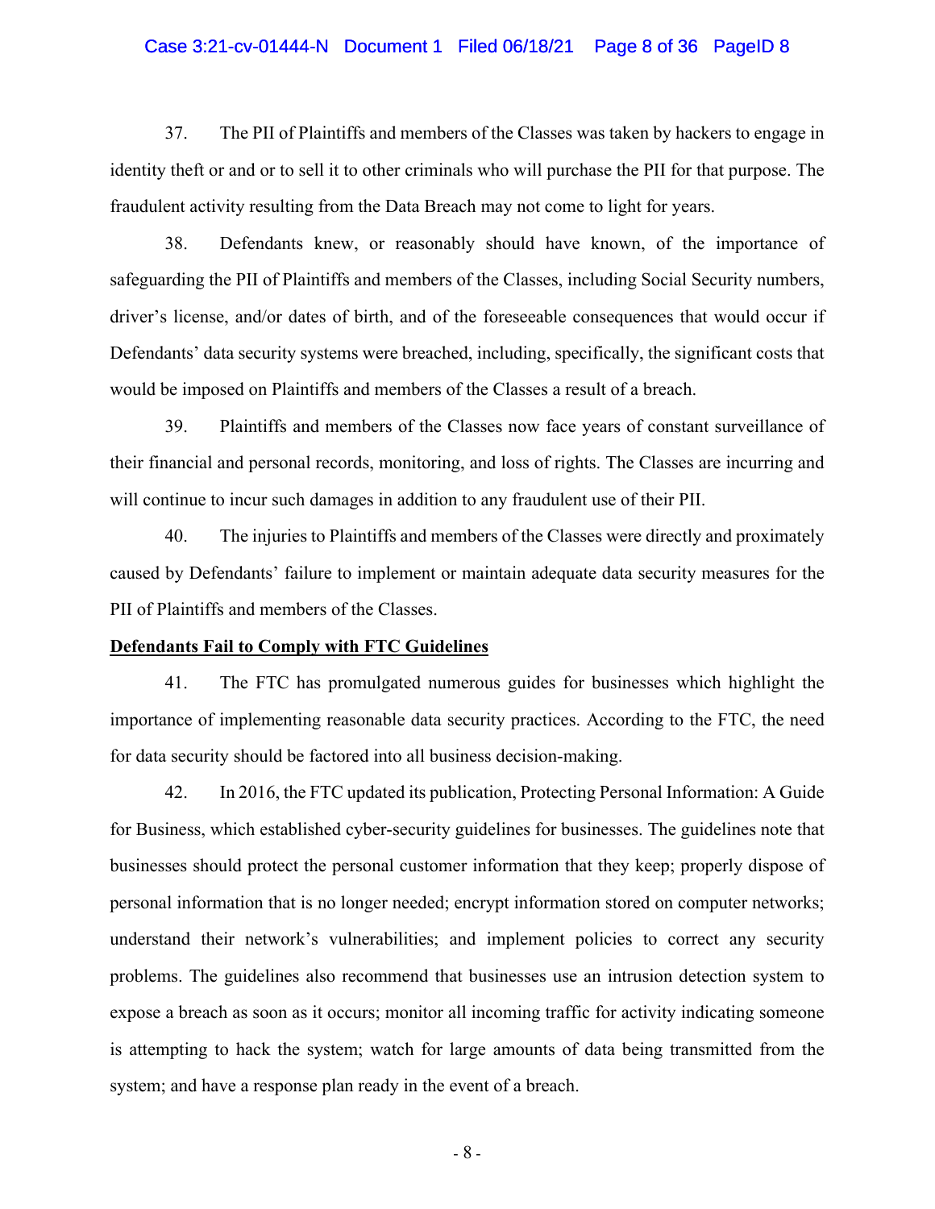37. The PII of Plaintiffs and members of the Classes was taken by hackers to engage in identity theft or and or to sell it to other criminals who will purchase the PII for that purpose. The fraudulent activity resulting from the Data Breach may not come to light for years.

38. Defendants knew, or reasonably should have known, of the importance of safeguarding the PII of Plaintiffs and members of the Classes, including Social Security numbers, driver's license, and/or dates of birth, and of the foreseeable consequences that would occur if Defendants' data security systems were breached, including, specifically, the significant costs that would be imposed on Plaintiffs and members of the Classes a result of a breach.

39. Plaintiffs and members of the Classes now face years of constant surveillance of their financial and personal records, monitoring, and loss of rights. The Classes are incurring and will continue to incur such damages in addition to any fraudulent use of their PII.

40. The injuries to Plaintiffs and members of the Classes were directly and proximately caused by Defendants' failure to implement or maintain adequate data security measures for the PII of Plaintiffs and members of the Classes.

**Defendants Fail to Comply with FTC Guidelines**

41. The FTC has promulgated numerous guides for businesses which highlight the importance of implementing reasonable data security practices. According to the FTC, the need for data security should be factored into all business decision-making.

42. In 2016, the FTC updated its publication, Protecting Personal Information: A Guide for Business, which established cyber-security guidelines for businesses. The guidelines note that businesses should protect the personal customer information that they keep; properly dispose of personal information that is no longer needed; encrypt information stored on computer networks; understand their network's vulnerabilities; and implement policies to correct any security problems. The guidelines also recommend that businesses use an intrusion detection system to expose a breach as soon as it occurs; monitor all incoming traffic for activity indicating someone is attempting to hack the system; watch for large amounts of data being transmitted from the system; and have a response plan ready in the event of a breach.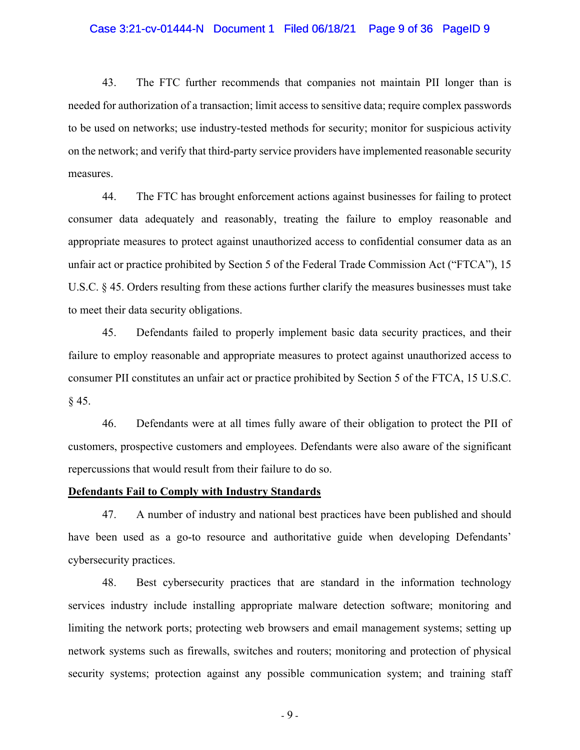43. The FTC further recommends that companies not maintain PII longer than is needed for authorization of a transaction; limit access to sensitive data; require complex passwords to be used on networks; use industry-tested methods for security; monitor for suspicious activity on the network; and verify that third-party service providers have implemented reasonable security measures.

44. The FTC has brought enforcement actions against businesses for failing to protect consumer data adequately and reasonably, treating the failure to employ reasonable and appropriate measures to protect against unauthorized access to confidential consumer data as an unfair act or practice prohibited by Section 5 of the Federal Trade Commission Act ("FTCA"), 15 U.S.C. § 45. Orders resulting from these actions further clarify the measures businesses must take to meet their data security obligations.

45. Defendants failed to properly implement basic data security practices, and their failure to employ reasonable and appropriate measures to protect against unauthorized access to consumer PII constitutes an unfair act or practice prohibited by Section 5 of the FTCA, 15 U.S.C. § 45.

46. Defendants were at all times fully aware of their obligation to protect the PII of customers, prospective customers and employees. Defendants were also aware of the significant repercussions that would result from their failure to do so.

**Defendants Fail to Comply with Industry Standards**

47. A number of industry and national best practices have been published and should have been used as a go-to resource and authoritative guide when developing Defendants' cybersecurity practices.

48. Best cybersecurity practices that are standard in the information technology services industry include installing appropriate malware detection software; monitoring and limiting the network ports; protecting web browsers and email management systems; setting up network systems such as firewalls, switches and routers; monitoring and protection of physical security systems; protection against any possible communication system; and training staff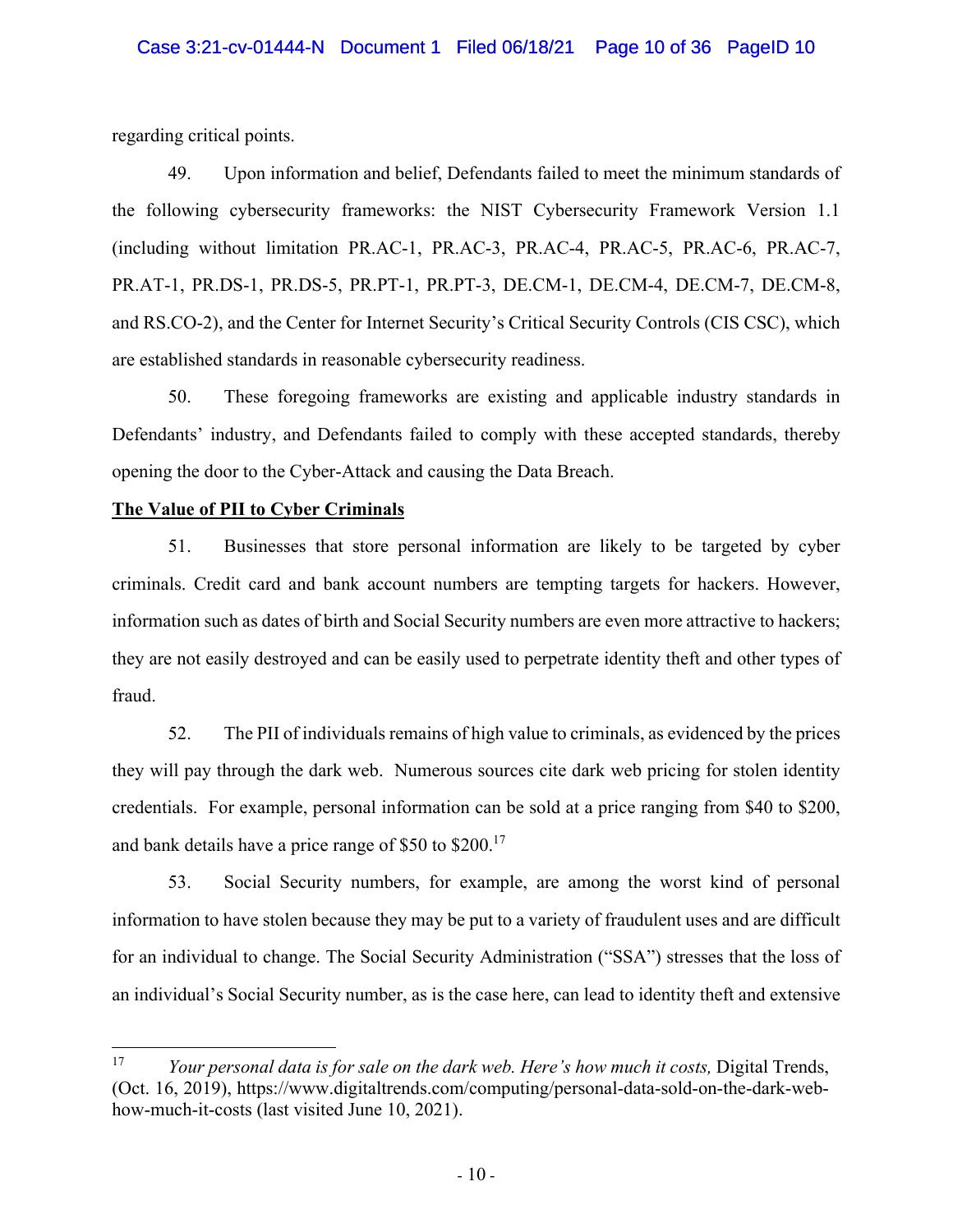regarding critical points.

49. Upon information and belief, Defendants failed to meet the minimum standards of the following cybersecurity frameworks: the NIST Cybersecurity Framework Version 1.1 (including without limitation PR.AC-1, PR.AC-3, PR.AC-4, PR.AC-5, PR.AC-6, PR.AC-7, PR.AT-1, PR.DS-1, PR.DS-5, PR.PT-1, PR.PT-3, DE.CM-1, DE.CM-4, DE.CM-7, DE.CM-8, and RS.CO-2), and the Center for Internet Security's Critical Security Controls (CIS CSC), which are established standards in reasonable cybersecurity readiness.

50. These foregoing frameworks are existing and applicable industry standards in Defendants' industry, and Defendants failed to comply with these accepted standards, thereby opening the door to the Cyber-Attack and causing the Data Breach.

**The Value of PII to Cyber Criminals**

51. Businesses that store personal information are likely to be targeted by cyber criminals. Credit card and bank account numbers are tempting targets for hackers. However, information such as dates of birth and Social Security numbers are even more attractive to hackers; they are not easily destroyed and can be easily used to perpetrate identity theft and other types of fraud.

52. The PII of individuals remains of high value to criminals, as evidenced by the prices they will pay through the dark web. Numerous sources cite dark web pricing for stolen identity credentials. For example, personal information can be sold at a price ranging from $40 to $200, and bank details have a price range of $50 to $200.[17]

53. Social Security numbers, for example, are among the worst kind of personal information to have stolen because they may be put to a variety of fraudulent uses and are difficult for an individual to change. The Social Security Administration ("SSA") stresses that the loss of an individual's Social Security number, as is the case here, can lead to identity theft and extensive

---

[17] *Your personal data is for sale on the dark web. Here's how much it costs,* Digital Trends, (Oct. 16, 2019), https://www.digitaltrends.com/computing/personal-data-sold-on-the-dark-web-how-much-it-costs (last visited June 10, 2021).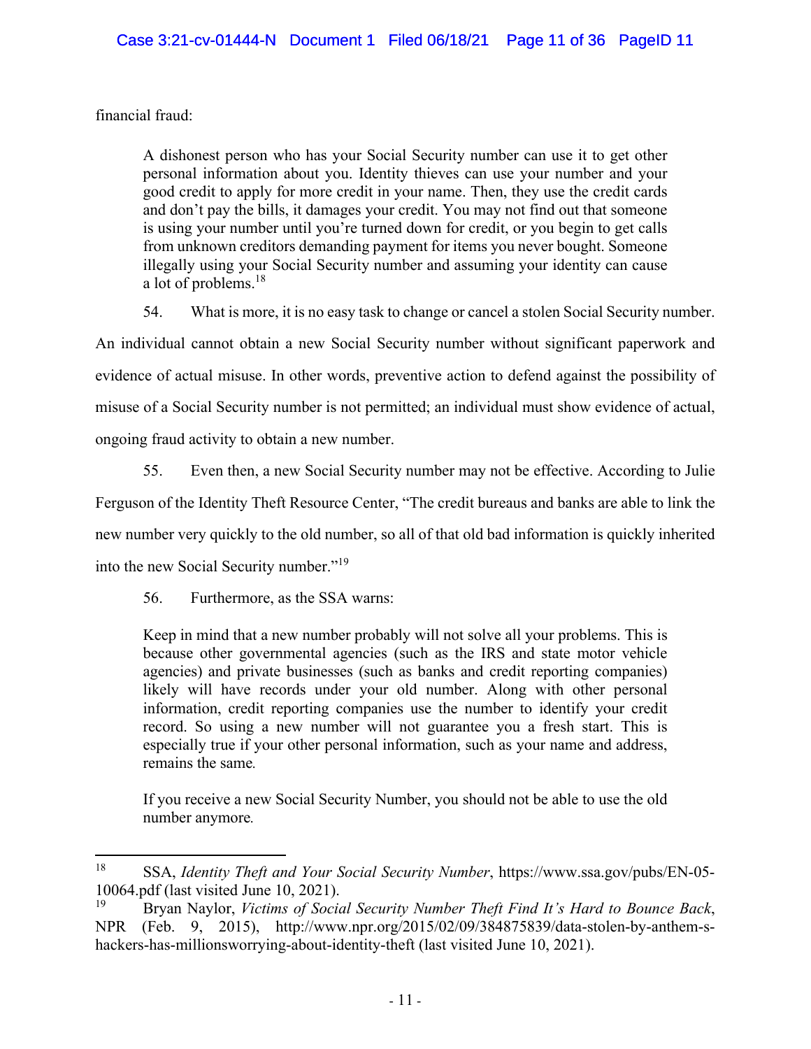financial fraud:

> A dishonest person who has your Social Security number can use it to get other personal information about you. Identity thieves can use your number and your good credit to apply for more credit in your name. Then, they use the credit cards and don't pay the bills, it damages your credit. You may not find out that someone is using your number until you're turned down for credit, or you begin to get calls from unknown creditors demanding payment for items you never bought. Someone illegally using your Social Security number and assuming your identity can cause a lot of problems.[18]

54. What is more, it is no easy task to change or cancel a stolen Social Security number. An individual cannot obtain a new Social Security number without significant paperwork and evidence of actual misuse. In other words, preventive action to defend against the possibility of misuse of a Social Security number is not permitted; an individual must show evidence of actual, ongoing fraud activity to obtain a new number.

55. Even then, a new Social Security number may not be effective. According to Julie Ferguson of the Identity Theft Resource Center, "The credit bureaus and banks are able to link the new number very quickly to the old number, so all of that old bad information is quickly inherited into the new Social Security number."[19]

56. Furthermore, as the SSA warns:

> Keep in mind that a new number probably will not solve all your problems. This is because other governmental agencies (such as the IRS and state motor vehicle agencies) and private businesses (such as banks and credit reporting companies) likely will have records under your old number. Along with other personal information, credit reporting companies use the number to identify your credit record. So using a new number will not guarantee you a fresh start. This is especially true if your other personal information, such as your name and address, remains the same.
>
> If you receive a new Social Security Number, you should not be able to use the old number anymore.

---

[18] SSA, *Identity Theft and Your Social Security Number*, https://www.ssa.gov/pubs/EN-05-10064.pdf (last visited June 10, 2021).

[19] Bryan Naylor, *Victims of Social Security Number Theft Find It's Hard to Bounce Back*, NPR (Feb. 9, 2015), http://www.npr.org/2015/02/09/384875839/data-stolen-by-anthem-s-hackers-has-millionsworrying-about-identity-theft (last visited June 10, 2021).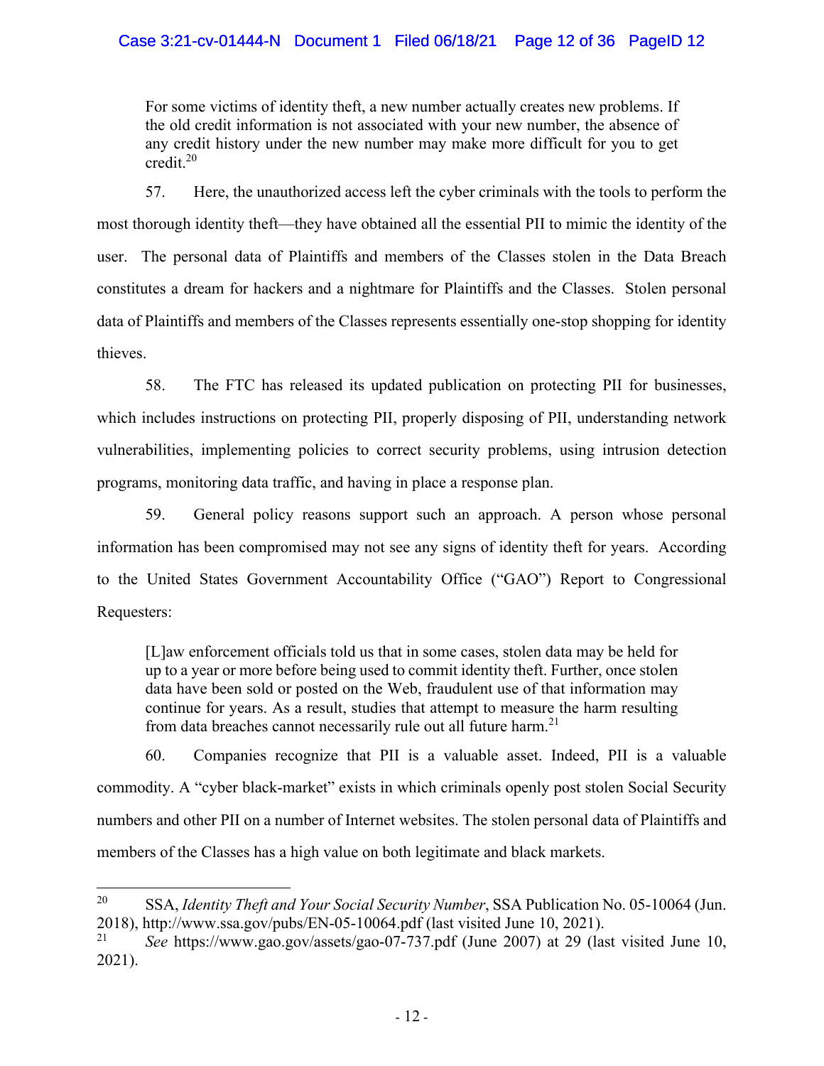> For some victims of identity theft, a new number actually creates new problems. If the old credit information is not associated with your new number, the absence of any credit history under the new number may make more difficult for you to get credit.[20]

57. Here, the unauthorized access left the cyber criminals with the tools to perform the most thorough identity theft—they have obtained all the essential PII to mimic the identity of the user. The personal data of Plaintiffs and members of the Classes stolen in the Data Breach constitutes a dream for hackers and a nightmare for Plaintiffs and the Classes. Stolen personal data of Plaintiffs and members of the Classes represents essentially one-stop shopping for identity thieves.

58. The FTC has released its updated publication on protecting PII for businesses, which includes instructions on protecting PII, properly disposing of PII, understanding network vulnerabilities, implementing policies to correct security problems, using intrusion detection programs, monitoring data traffic, and having in place a response plan.

59. General policy reasons support such an approach. A person whose personal information has been compromised may not see any signs of identity theft for years. According to the United States Government Accountability Office ("GAO") Report to Congressional Requesters:

> [L]aw enforcement officials told us that in some cases, stolen data may be held for up to a year or more before being used to commit identity theft. Further, once stolen data have been sold or posted on the Web, fraudulent use of that information may continue for years. As a result, studies that attempt to measure the harm resulting from data breaches cannot necessarily rule out all future harm.[21]

60. Companies recognize that PII is a valuable asset. Indeed, PII is a valuable commodity. A "cyber black-market" exists in which criminals openly post stolen Social Security numbers and other PII on a number of Internet websites. The stolen personal data of Plaintiffs and members of the Classes has a high value on both legitimate and black markets.

---

[20] SSA, *Identity Theft and Your Social Security Number*, SSA Publication No. 05-10064 (Jun. 2018), http://www.ssa.gov/pubs/EN-05-10064.pdf (last visited June 10, 2021).

[21] *See* https://www.gao.gov/assets/gao-07-737.pdf (June 2007) at 29 (last visited June 10, 2021).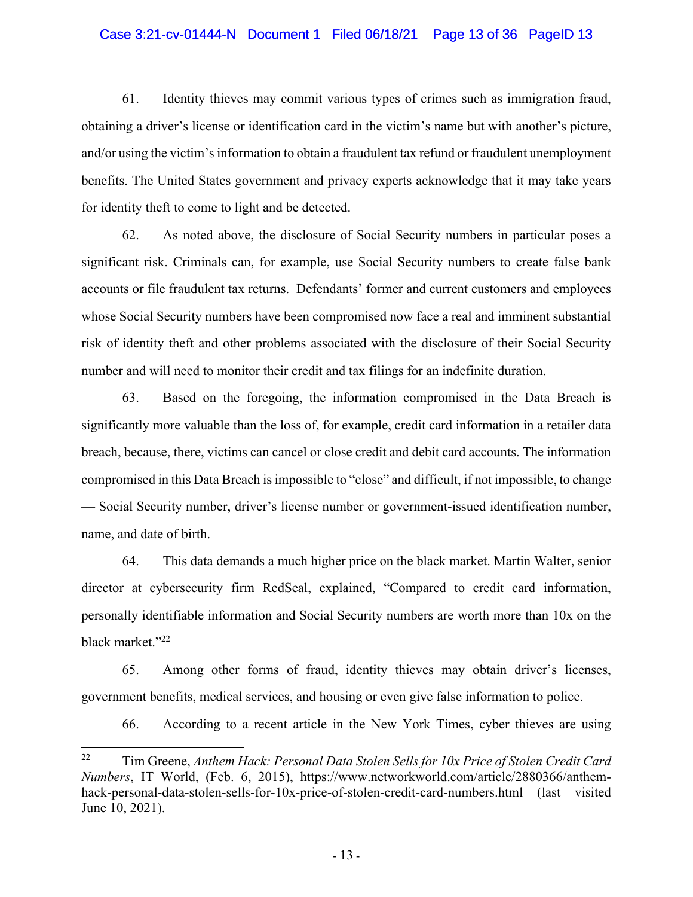61. Identity thieves may commit various types of crimes such as immigration fraud, obtaining a driver's license or identification card in the victim's name but with another's picture, and/or using the victim's information to obtain a fraudulent tax refund or fraudulent unemployment benefits. The United States government and privacy experts acknowledge that it may take years for identity theft to come to light and be detected.

62. As noted above, the disclosure of Social Security numbers in particular poses a significant risk. Criminals can, for example, use Social Security numbers to create false bank accounts or file fraudulent tax returns. Defendants' former and current customers and employees whose Social Security numbers have been compromised now face a real and imminent substantial risk of identity theft and other problems associated with the disclosure of their Social Security number and will need to monitor their credit and tax filings for an indefinite duration.

63. Based on the foregoing, the information compromised in the Data Breach is significantly more valuable than the loss of, for example, credit card information in a retailer data breach, because, there, victims can cancel or close credit and debit card accounts. The information compromised in this Data Breach is impossible to "close" and difficult, if not impossible, to change — Social Security number, driver's license number or government-issued identification number, name, and date of birth.

64. This data demands a much higher price on the black market. Martin Walter, senior director at cybersecurity firm RedSeal, explained, "Compared to credit card information, personally identifiable information and Social Security numbers are worth more than 10x on the black market."[22]

65. Among other forms of fraud, identity thieves may obtain driver's licenses, government benefits, medical services, and housing or even give false information to police.

66. According to a recent article in the New York Times, cyber thieves are using

---

[22] Tim Greene, *Anthem Hack: Personal Data Stolen Sells for 10x Price of Stolen Credit Card Numbers*, IT World, (Feb. 6, 2015), https://www.networkworld.com/article/2880366/anthem-hack-personal-data-stolen-sells-for-10x-price-of-stolen-credit-card-numbers.html (last visited June 10, 2021).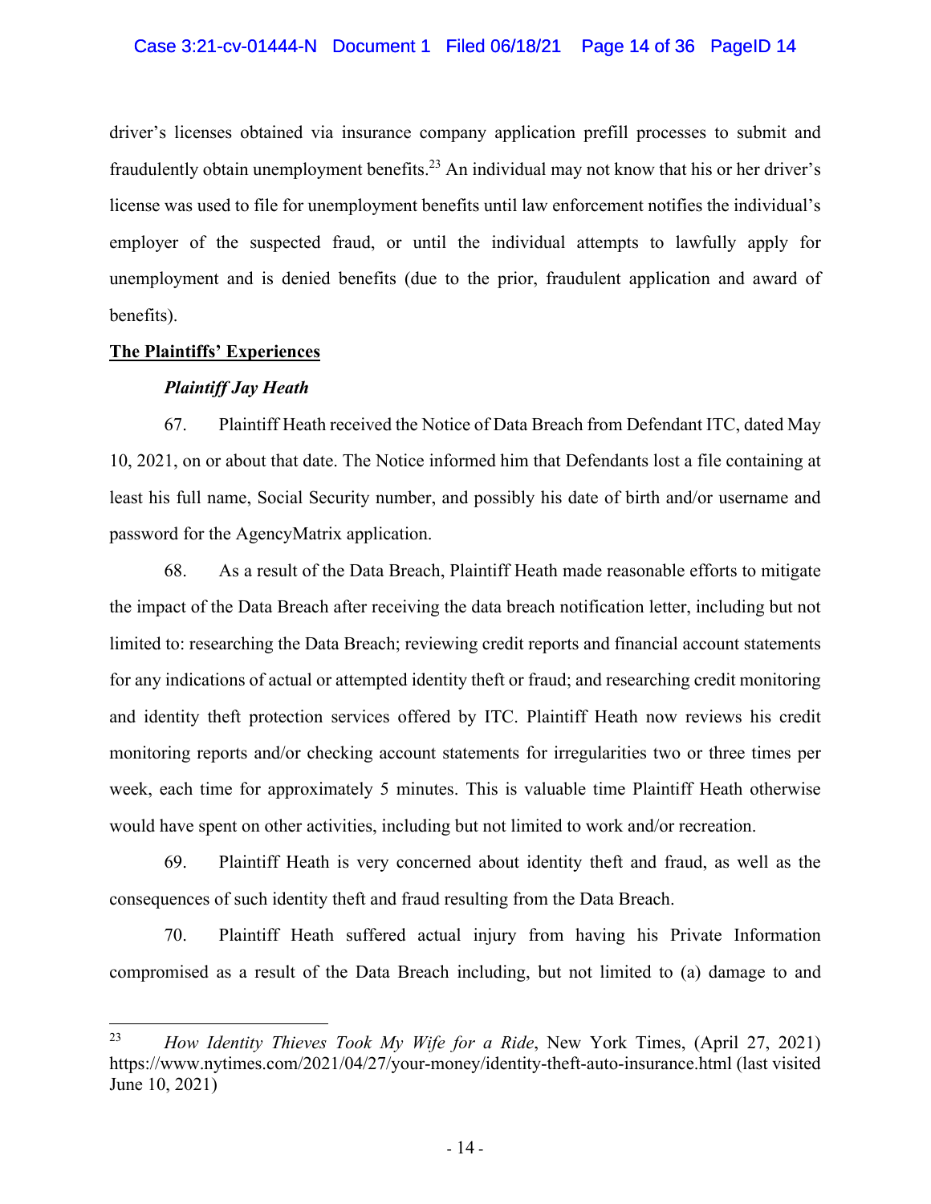driver's licenses obtained via insurance company application prefill processes to submit and fraudulently obtain unemployment benefits.[23] An individual may not know that his or her driver's license was used to file for unemployment benefits until law enforcement notifies the individual's employer of the suspected fraud, or until the individual attempts to lawfully apply for unemployment and is denied benefits (due to the prior, fraudulent application and award of benefits).

**The Plaintiffs' Experiences**

***Plaintiff Jay Heath***

67. Plaintiff Heath received the Notice of Data Breach from Defendant ITC, dated May 10, 2021, on or about that date. The Notice informed him that Defendants lost a file containing at least his full name, Social Security number, and possibly his date of birth and/or username and password for the AgencyMatrix application.

68. As a result of the Data Breach, Plaintiff Heath made reasonable efforts to mitigate the impact of the Data Breach after receiving the data breach notification letter, including but not limited to: researching the Data Breach; reviewing credit reports and financial account statements for any indications of actual or attempted identity theft or fraud; and researching credit monitoring and identity theft protection services offered by ITC. Plaintiff Heath now reviews his credit monitoring reports and/or checking account statements for irregularities two or three times per week, each time for approximately 5 minutes. This is valuable time Plaintiff Heath otherwise would have spent on other activities, including but not limited to work and/or recreation.

69. Plaintiff Heath is very concerned about identity theft and fraud, as well as the consequences of such identity theft and fraud resulting from the Data Breach.

70. Plaintiff Heath suffered actual injury from having his Private Information compromised as a result of the Data Breach including, but not limited to (a) damage to and

---

[23] *How Identity Thieves Took My Wife for a Ride*, New York Times, (April 27, 2021) https://www.nytimes.com/2021/04/27/your-money/identity-theft-auto-insurance.html (last visited June 10, 2021)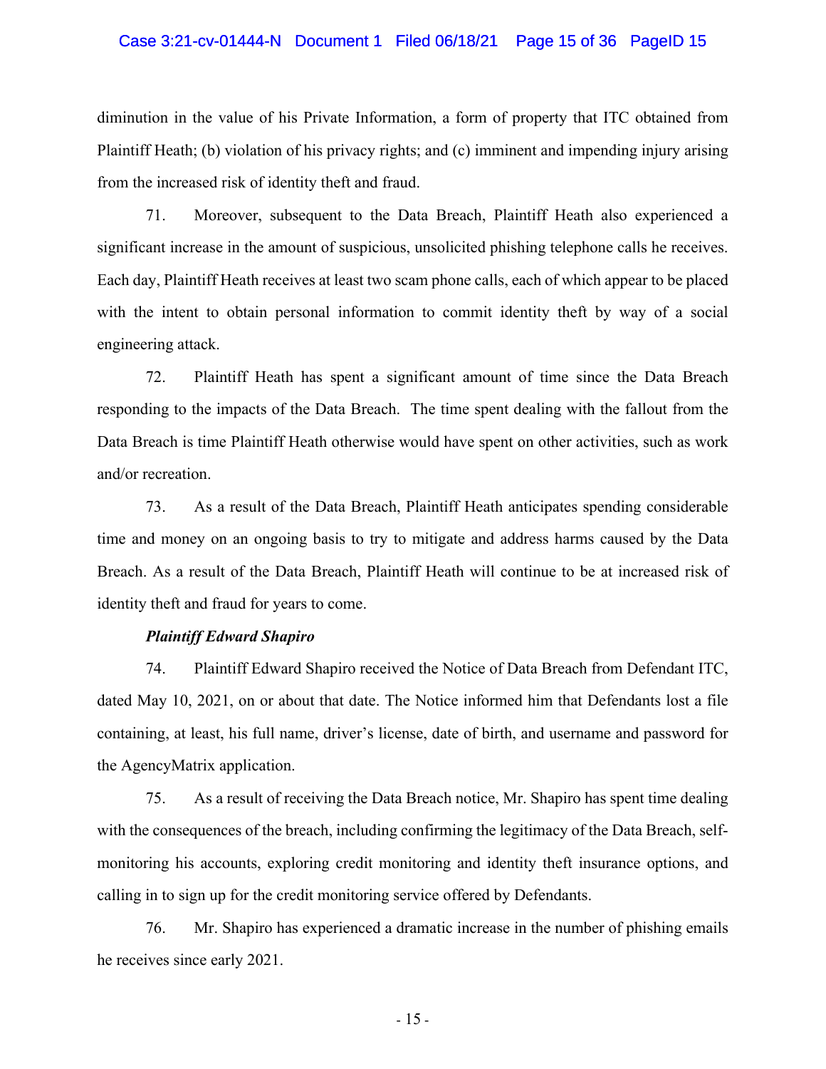diminution in the value of his Private Information, a form of property that ITC obtained from Plaintiff Heath; (b) violation of his privacy rights; and (c) imminent and impending injury arising from the increased risk of identity theft and fraud.

71. Moreover, subsequent to the Data Breach, Plaintiff Heath also experienced a significant increase in the amount of suspicious, unsolicited phishing telephone calls he receives. Each day, Plaintiff Heath receives at least two scam phone calls, each of which appear to be placed with the intent to obtain personal information to commit identity theft by way of a social engineering attack.

72. Plaintiff Heath has spent a significant amount of time since the Data Breach responding to the impacts of the Data Breach. The time spent dealing with the fallout from the Data Breach is time Plaintiff Heath otherwise would have spent on other activities, such as work and/or recreation.

73. As a result of the Data Breach, Plaintiff Heath anticipates spending considerable time and money on an ongoing basis to try to mitigate and address harms caused by the Data Breach. As a result of the Data Breach, Plaintiff Heath will continue to be at increased risk of identity theft and fraud for years to come.

***Plaintiff Edward Shapiro***

74. Plaintiff Edward Shapiro received the Notice of Data Breach from Defendant ITC, dated May 10, 2021, on or about that date. The Notice informed him that Defendants lost a file containing, at least, his full name, driver's license, date of birth, and username and password for the AgencyMatrix application.

75. As a result of receiving the Data Breach notice, Mr. Shapiro has spent time dealing with the consequences of the breach, including confirming the legitimacy of the Data Breach, self-monitoring his accounts, exploring credit monitoring and identity theft insurance options, and calling in to sign up for the credit monitoring service offered by Defendants.

76. Mr. Shapiro has experienced a dramatic increase in the number of phishing emails he receives since early 2021.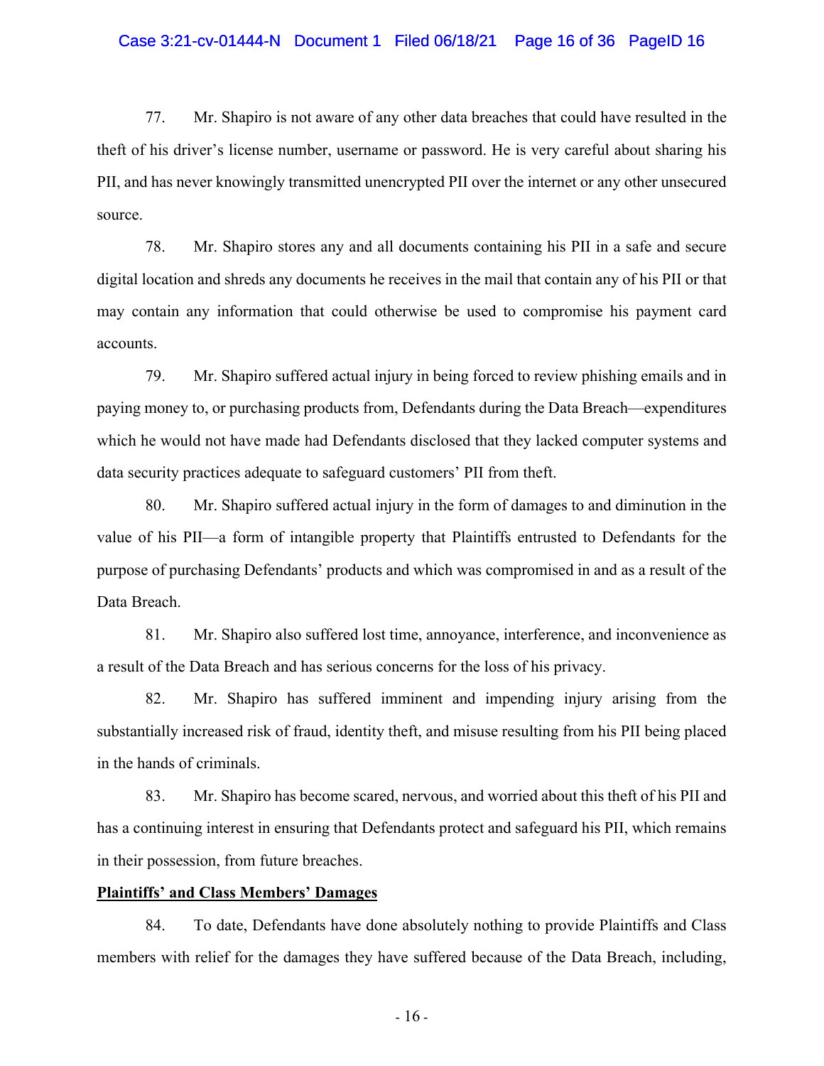77. Mr. Shapiro is not aware of any other data breaches that could have resulted in the theft of his driver's license number, username or password. He is very careful about sharing his PII, and has never knowingly transmitted unencrypted PII over the internet or any other unsecured source.

78. Mr. Shapiro stores any and all documents containing his PII in a safe and secure digital location and shreds any documents he receives in the mail that contain any of his PII or that may contain any information that could otherwise be used to compromise his payment card accounts.

79. Mr. Shapiro suffered actual injury in being forced to review phishing emails and in paying money to, or purchasing products from, Defendants during the Data Breach—expenditures which he would not have made had Defendants disclosed that they lacked computer systems and data security practices adequate to safeguard customers' PII from theft.

80. Mr. Shapiro suffered actual injury in the form of damages to and diminution in the value of his PII—a form of intangible property that Plaintiffs entrusted to Defendants for the purpose of purchasing Defendants' products and which was compromised in and as a result of the Data Breach.

81. Mr. Shapiro also suffered lost time, annoyance, interference, and inconvenience as a result of the Data Breach and has serious concerns for the loss of his privacy.

82. Mr. Shapiro has suffered imminent and impending injury arising from the substantially increased risk of fraud, identity theft, and misuse resulting from his PII being placed in the hands of criminals.

83. Mr. Shapiro has become scared, nervous, and worried about this theft of his PII and has a continuing interest in ensuring that Defendants protect and safeguard his PII, which remains in their possession, from future breaches.

**<u>Plaintiffs' and Class Members' Damages</u>**

84. To date, Defendants have done absolutely nothing to provide Plaintiffs and Class members with relief for the damages they have suffered because of the Data Breach, including,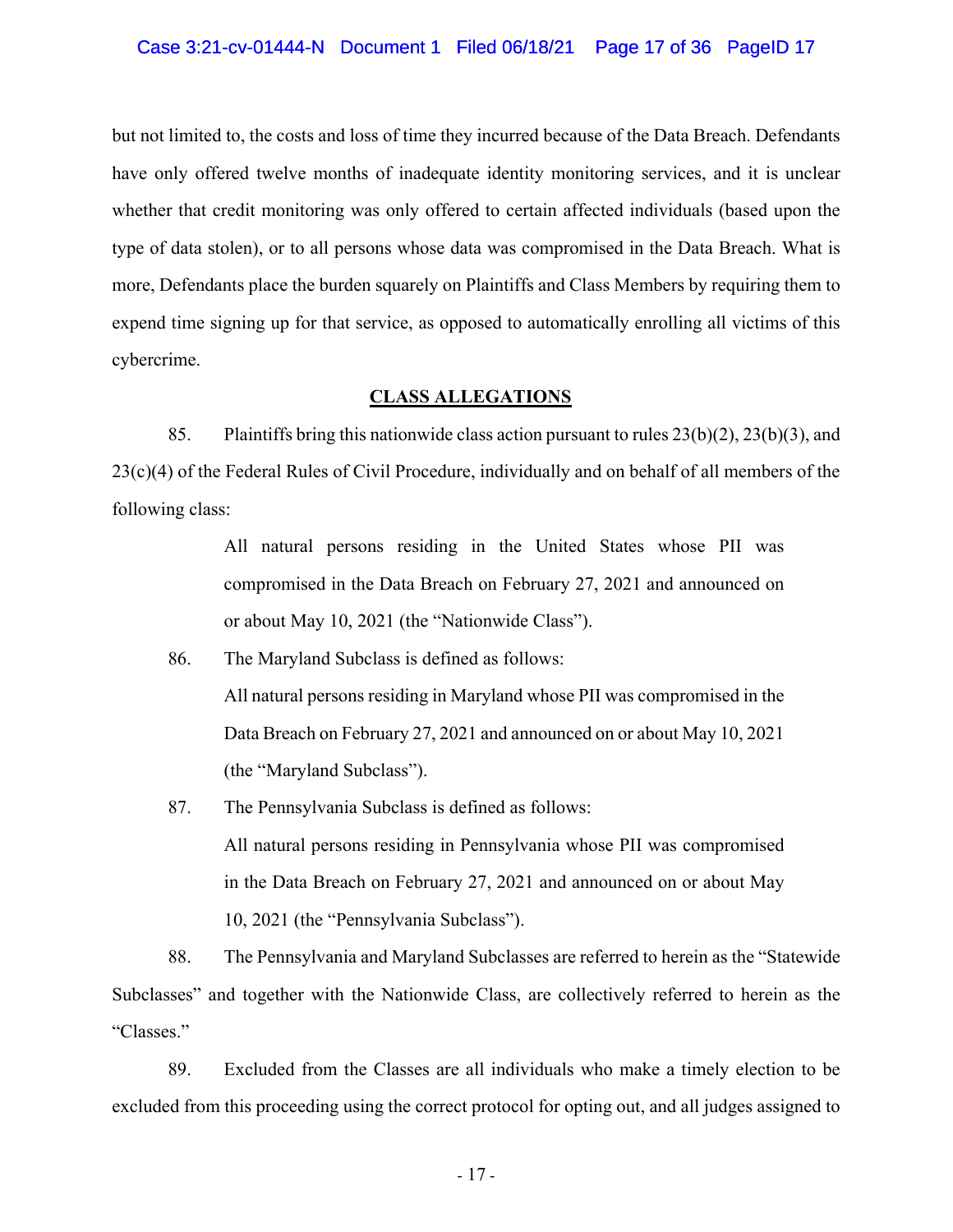but not limited to, the costs and loss of time they incurred because of the Data Breach. Defendants have only offered twelve months of inadequate identity monitoring services, and it is unclear whether that credit monitoring was only offered to certain affected individuals (based upon the type of data stolen), or to all persons whose data was compromised in the Data Breach. What is more, Defendants place the burden squarely on Plaintiffs and Class Members by requiring them to expend time signing up for that service, as opposed to automatically enrolling all victims of this cybercrime.

## CLASS ALLEGATIONS

85. Plaintiffs bring this nationwide class action pursuant to rules 23(b)(2), 23(b)(3), and 23(c)(4) of the Federal Rules of Civil Procedure, individually and on behalf of all members of the following class:

> All natural persons residing in the United States whose PII was compromised in the Data Breach on February 27, 2021 and announced on or about May 10, 2021 (the "Nationwide Class").

86. The Maryland Subclass is defined as follows:

> All natural persons residing in Maryland whose PII was compromised in the Data Breach on February 27, 2021 and announced on or about May 10, 2021 (the "Maryland Subclass").

87. The Pennsylvania Subclass is defined as follows:

> All natural persons residing in Pennsylvania whose PII was compromised in the Data Breach on February 27, 2021 and announced on or about May 10, 2021 (the "Pennsylvania Subclass").

88. The Pennsylvania and Maryland Subclasses are referred to herein as the "Statewide Subclasses" and together with the Nationwide Class, are collectively referred to herein as the "Classes."

89. Excluded from the Classes are all individuals who make a timely election to be excluded from this proceeding using the correct protocol for opting out, and all judges assigned to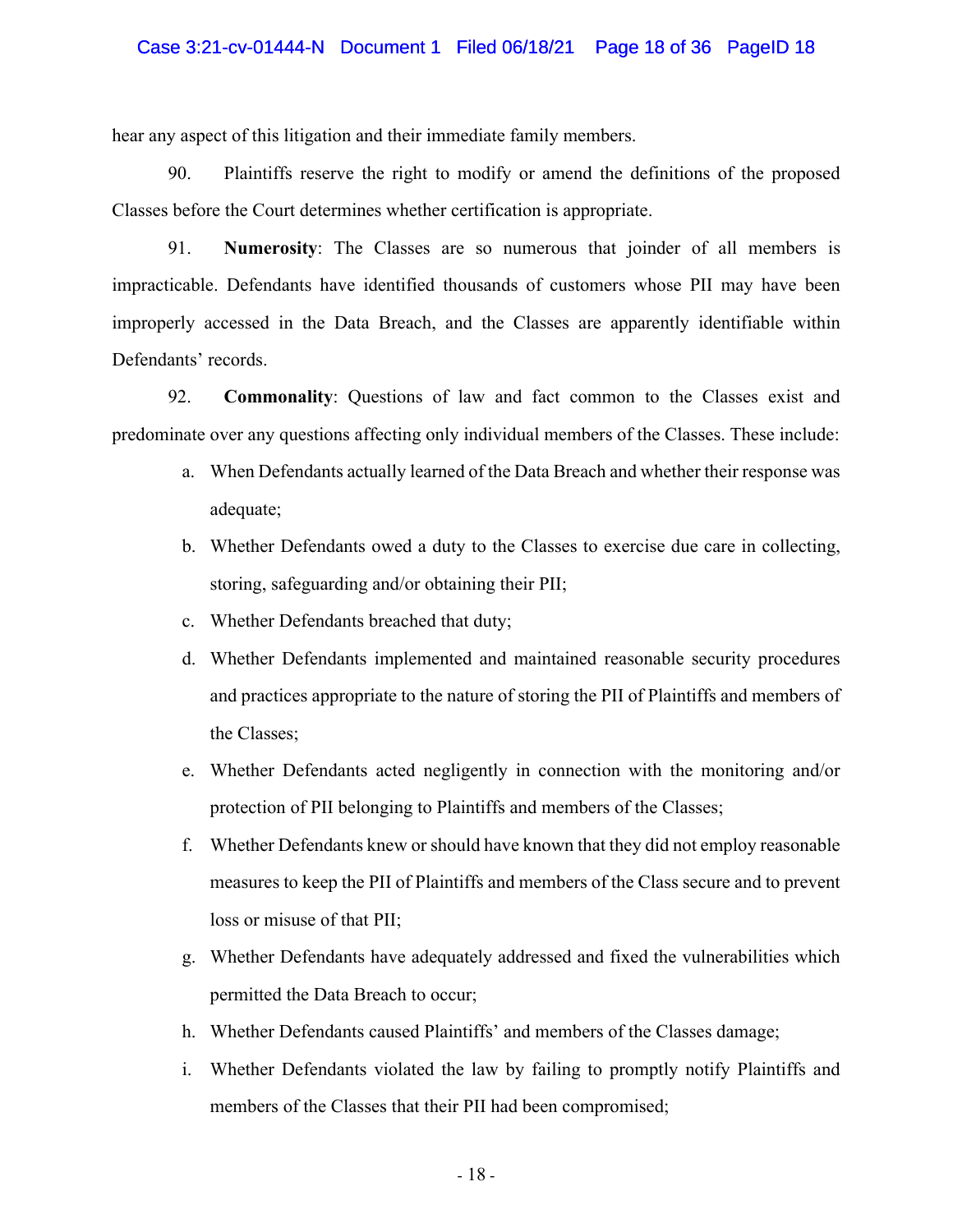hear any aspect of this litigation and their immediate family members.

90. Plaintiffs reserve the right to modify or amend the definitions of the proposed Classes before the Court determines whether certification is appropriate.

91. **Numerosity**: The Classes are so numerous that joinder of all members is impracticable. Defendants have identified thousands of customers whose PII may have been improperly accessed in the Data Breach, and the Classes are apparently identifiable within Defendants' records.

92. **Commonality**: Questions of law and fact common to the Classes exist and predominate over any questions affecting only individual members of the Classes. These include:

a. When Defendants actually learned of the Data Breach and whether their response was adequate;

b. Whether Defendants owed a duty to the Classes to exercise due care in collecting, storing, safeguarding and/or obtaining their PII;

c. Whether Defendants breached that duty;

d. Whether Defendants implemented and maintained reasonable security procedures and practices appropriate to the nature of storing the PII of Plaintiffs and members of the Classes;

e. Whether Defendants acted negligently in connection with the monitoring and/or protection of PII belonging to Plaintiffs and members of the Classes;

f. Whether Defendants knew or should have known that they did not employ reasonable measures to keep the PII of Plaintiffs and members of the Class secure and to prevent loss or misuse of that PII;

g. Whether Defendants have adequately addressed and fixed the vulnerabilities which permitted the Data Breach to occur;

h. Whether Defendants caused Plaintiffs' and members of the Classes damage;

i. Whether Defendants violated the law by failing to promptly notify Plaintiffs and members of the Classes that their PII had been compromised;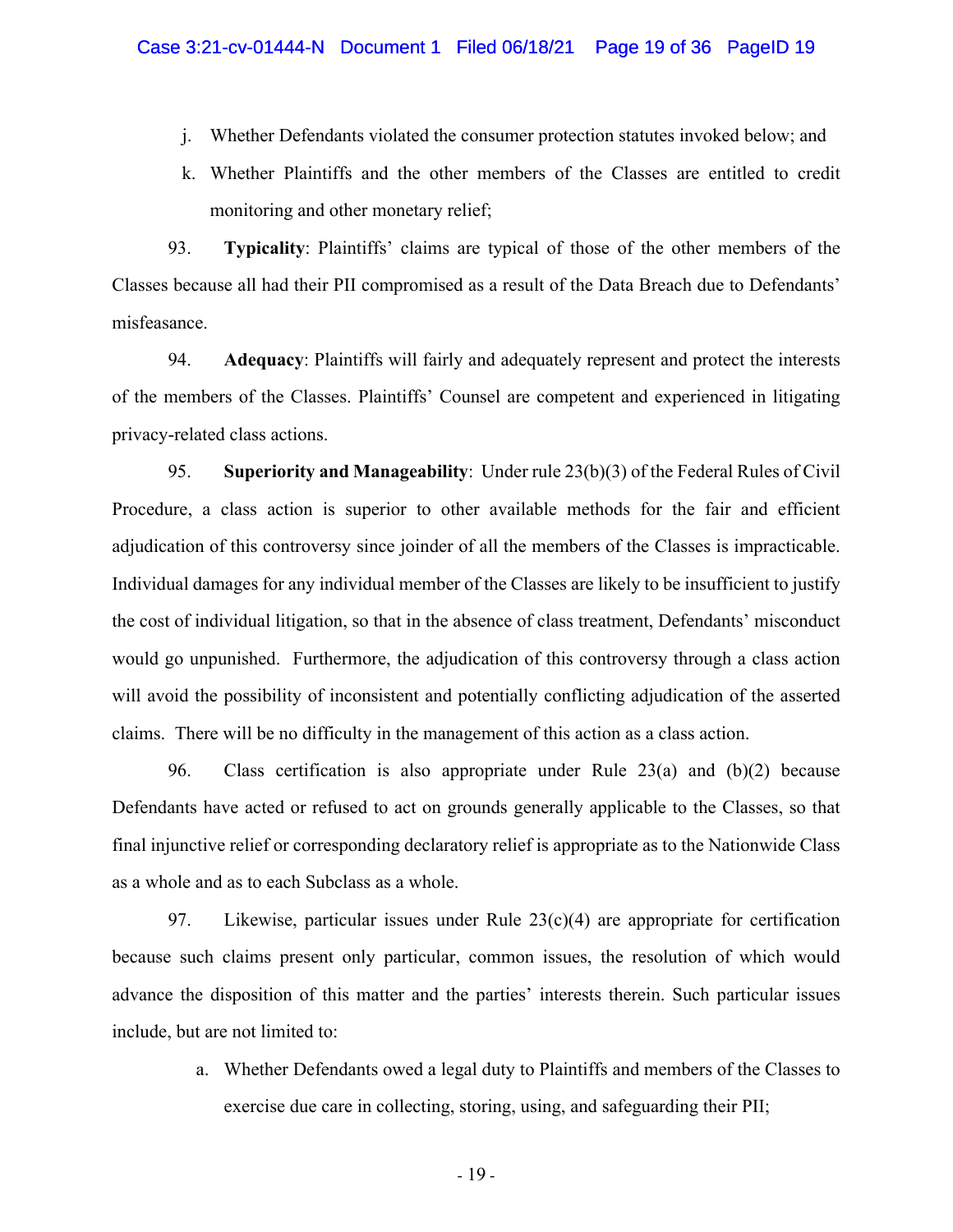j. Whether Defendants violated the consumer protection statutes invoked below; and

k. Whether Plaintiffs and the other members of the Classes are entitled to credit monitoring and other monetary relief;

93. **Typicality**: Plaintiffs' claims are typical of those of the other members of the Classes because all had their PII compromised as a result of the Data Breach due to Defendants' misfeasance.

94. **Adequacy**: Plaintiffs will fairly and adequately represent and protect the interests of the members of the Classes. Plaintiffs' Counsel are competent and experienced in litigating privacy-related class actions.

95. **Superiority and Manageability**: Under rule 23(b)(3) of the Federal Rules of Civil Procedure, a class action is superior to other available methods for the fair and efficient adjudication of this controversy since joinder of all the members of the Classes is impracticable. Individual damages for any individual member of the Classes are likely to be insufficient to justify the cost of individual litigation, so that in the absence of class treatment, Defendants' misconduct would go unpunished. Furthermore, the adjudication of this controversy through a class action will avoid the possibility of inconsistent and potentially conflicting adjudication of the asserted claims. There will be no difficulty in the management of this action as a class action.

96. Class certification is also appropriate under Rule 23(a) and (b)(2) because Defendants have acted or refused to act on grounds generally applicable to the Classes, so that final injunctive relief or corresponding declaratory relief is appropriate as to the Nationwide Class as a whole and as to each Subclass as a whole.

97. Likewise, particular issues under Rule 23(c)(4) are appropriate for certification because such claims present only particular, common issues, the resolution of which would advance the disposition of this matter and the parties' interests therein. Such particular issues include, but are not limited to:

a. Whether Defendants owed a legal duty to Plaintiffs and members of the Classes to exercise due care in collecting, storing, using, and safeguarding their PII;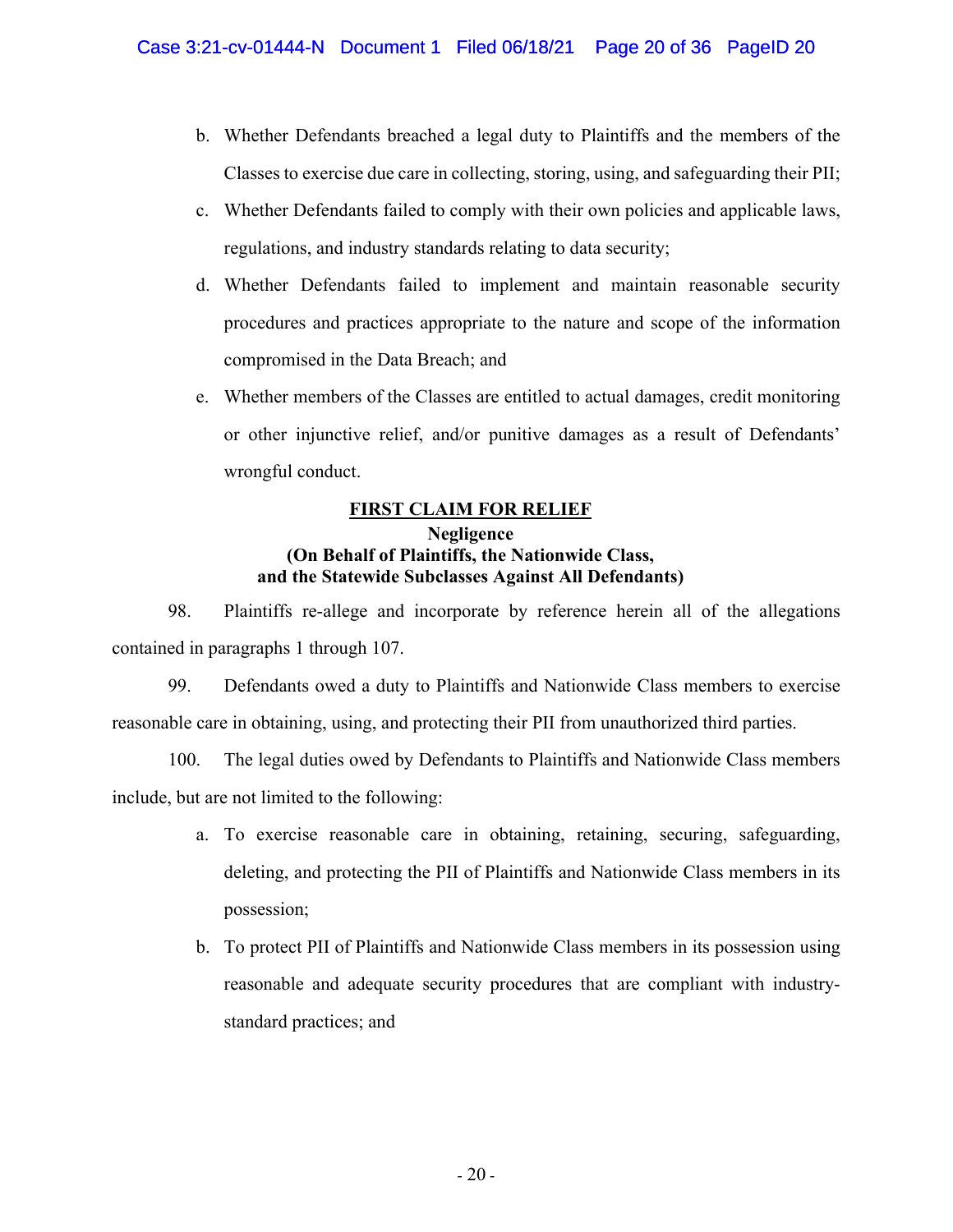b. Whether Defendants breached a legal duty to Plaintiffs and the members of the Classes to exercise due care in collecting, storing, using, and safeguarding their PII;

c. Whether Defendants failed to comply with their own policies and applicable laws, regulations, and industry standards relating to data security;

d. Whether Defendants failed to implement and maintain reasonable security procedures and practices appropriate to the nature and scope of the information compromised in the Data Breach; and

e. Whether members of the Classes are entitled to actual damages, credit monitoring or other injunctive relief, and/or punitive damages as a result of Defendants' wrongful conduct.

## FIRST CLAIM FOR RELIEF

**Negligence**
**(On Behalf of Plaintiffs, the Nationwide Class, and the Statewide Subclasses Against All Defendants)**

98. Plaintiffs re-allege and incorporate by reference herein all of the allegations contained in paragraphs 1 through 107.

99. Defendants owed a duty to Plaintiffs and Nationwide Class members to exercise reasonable care in obtaining, using, and protecting their PII from unauthorized third parties.

100. The legal duties owed by Defendants to Plaintiffs and Nationwide Class members include, but are not limited to the following:

a. To exercise reasonable care in obtaining, retaining, securing, safeguarding, deleting, and protecting the PII of Plaintiffs and Nationwide Class members in its possession;

b. To protect PII of Plaintiffs and Nationwide Class members in its possession using reasonable and adequate security procedures that are compliant with industry-standard practices; and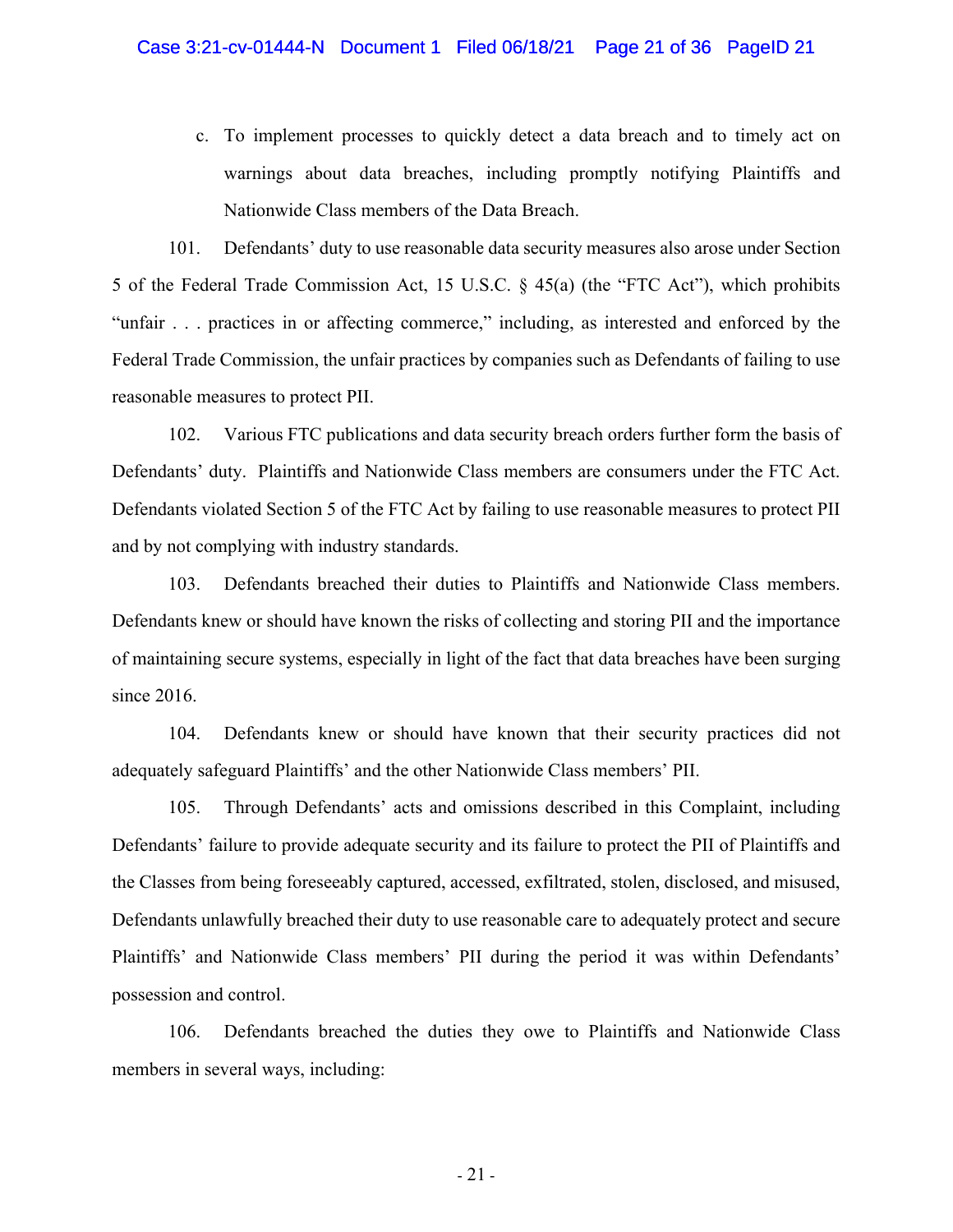c. To implement processes to quickly detect a data breach and to timely act on warnings about data breaches, including promptly notifying Plaintiffs and Nationwide Class members of the Data Breach.

101. Defendants' duty to use reasonable data security measures also arose under Section 5 of the Federal Trade Commission Act, 15 U.S.C. § 45(a) (the "FTC Act"), which prohibits "unfair . . . practices in or affecting commerce," including, as interested and enforced by the Federal Trade Commission, the unfair practices by companies such as Defendants of failing to use reasonable measures to protect PII.

102. Various FTC publications and data security breach orders further form the basis of Defendants' duty. Plaintiffs and Nationwide Class members are consumers under the FTC Act. Defendants violated Section 5 of the FTC Act by failing to use reasonable measures to protect PII and by not complying with industry standards.

103. Defendants breached their duties to Plaintiffs and Nationwide Class members. Defendants knew or should have known the risks of collecting and storing PII and the importance of maintaining secure systems, especially in light of the fact that data breaches have been surging since 2016.

104. Defendants knew or should have known that their security practices did not adequately safeguard Plaintiffs' and the other Nationwide Class members' PII.

105. Through Defendants' acts and omissions described in this Complaint, including Defendants' failure to provide adequate security and its failure to protect the PII of Plaintiffs and the Classes from being foreseeably captured, accessed, exfiltrated, stolen, disclosed, and misused, Defendants unlawfully breached their duty to use reasonable care to adequately protect and secure Plaintiffs' and Nationwide Class members' PII during the period it was within Defendants' possession and control.

106. Defendants breached the duties they owe to Plaintiffs and Nationwide Class members in several ways, including: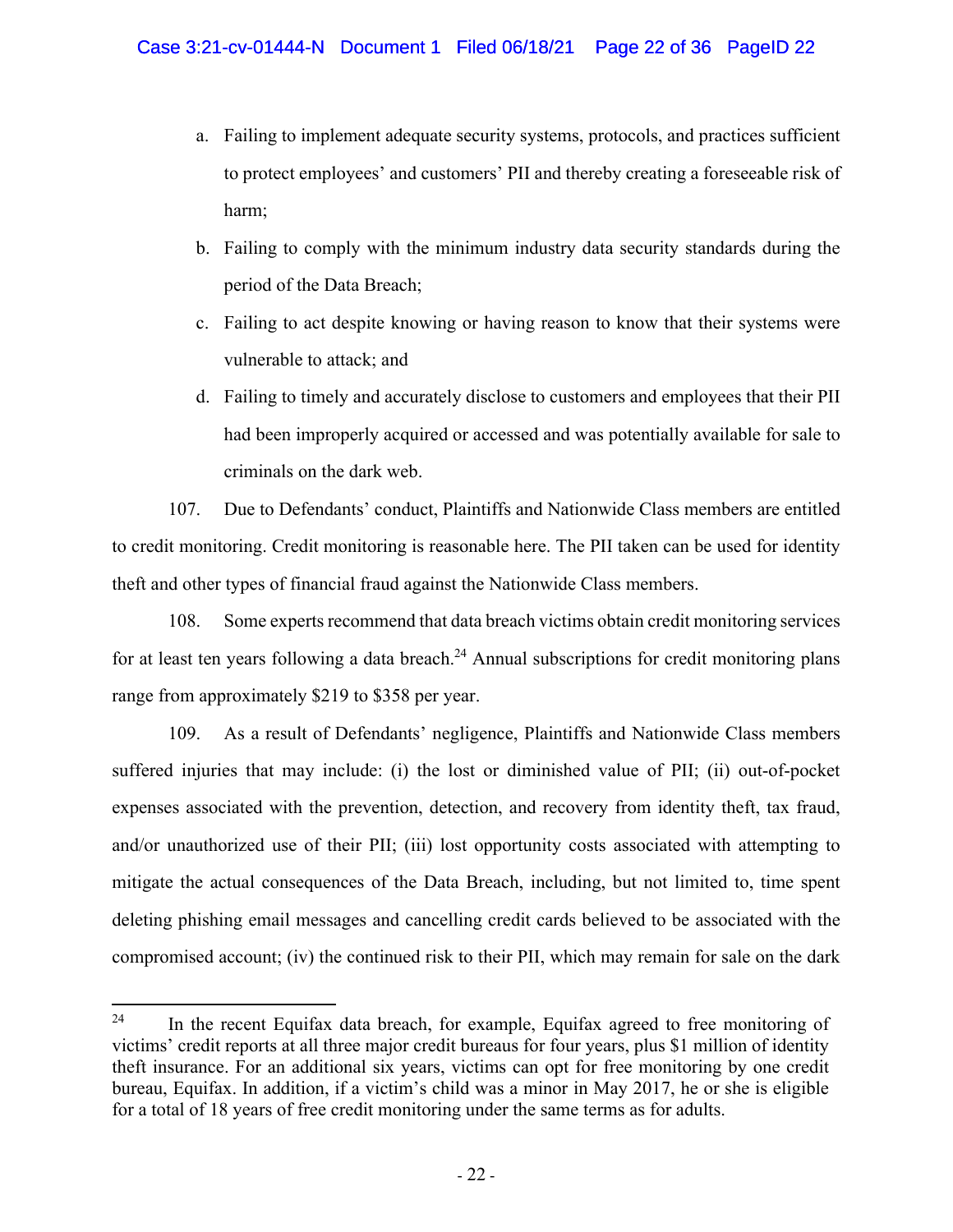a. Failing to implement adequate security systems, protocols, and practices sufficient to protect employees' and customers' PII and thereby creating a foreseeable risk of harm;

b. Failing to comply with the minimum industry data security standards during the period of the Data Breach;

c. Failing to act despite knowing or having reason to know that their systems were vulnerable to attack; and

d. Failing to timely and accurately disclose to customers and employees that their PII had been improperly acquired or accessed and was potentially available for sale to criminals on the dark web.

107. Due to Defendants' conduct, Plaintiffs and Nationwide Class members are entitled to credit monitoring. Credit monitoring is reasonable here. The PII taken can be used for identity theft and other types of financial fraud against the Nationwide Class members.

108. Some experts recommend that data breach victims obtain credit monitoring services for at least ten years following a data breach.[24] Annual subscriptions for credit monitoring plans range from approximately $219 to $358 per year.

109. As a result of Defendants' negligence, Plaintiffs and Nationwide Class members suffered injuries that may include: (i) the lost or diminished value of PII; (ii) out-of-pocket expenses associated with the prevention, detection, and recovery from identity theft, tax fraud, and/or unauthorized use of their PII; (iii) lost opportunity costs associated with attempting to mitigate the actual consequences of the Data Breach, including, but not limited to, time spent deleting phishing email messages and cancelling credit cards believed to be associated with the compromised account; (iv) the continued risk to their PII, which may remain for sale on the dark

---

[24] In the recent Equifax data breach, for example, Equifax agreed to free monitoring of victims' credit reports at all three major credit bureaus for four years, plus $1 million of identity theft insurance. For an additional six years, victims can opt for free monitoring by one credit bureau, Equifax. In addition, if a victim's child was a minor in May 2017, he or she is eligible for a total of 18 years of free credit monitoring under the same terms as for adults.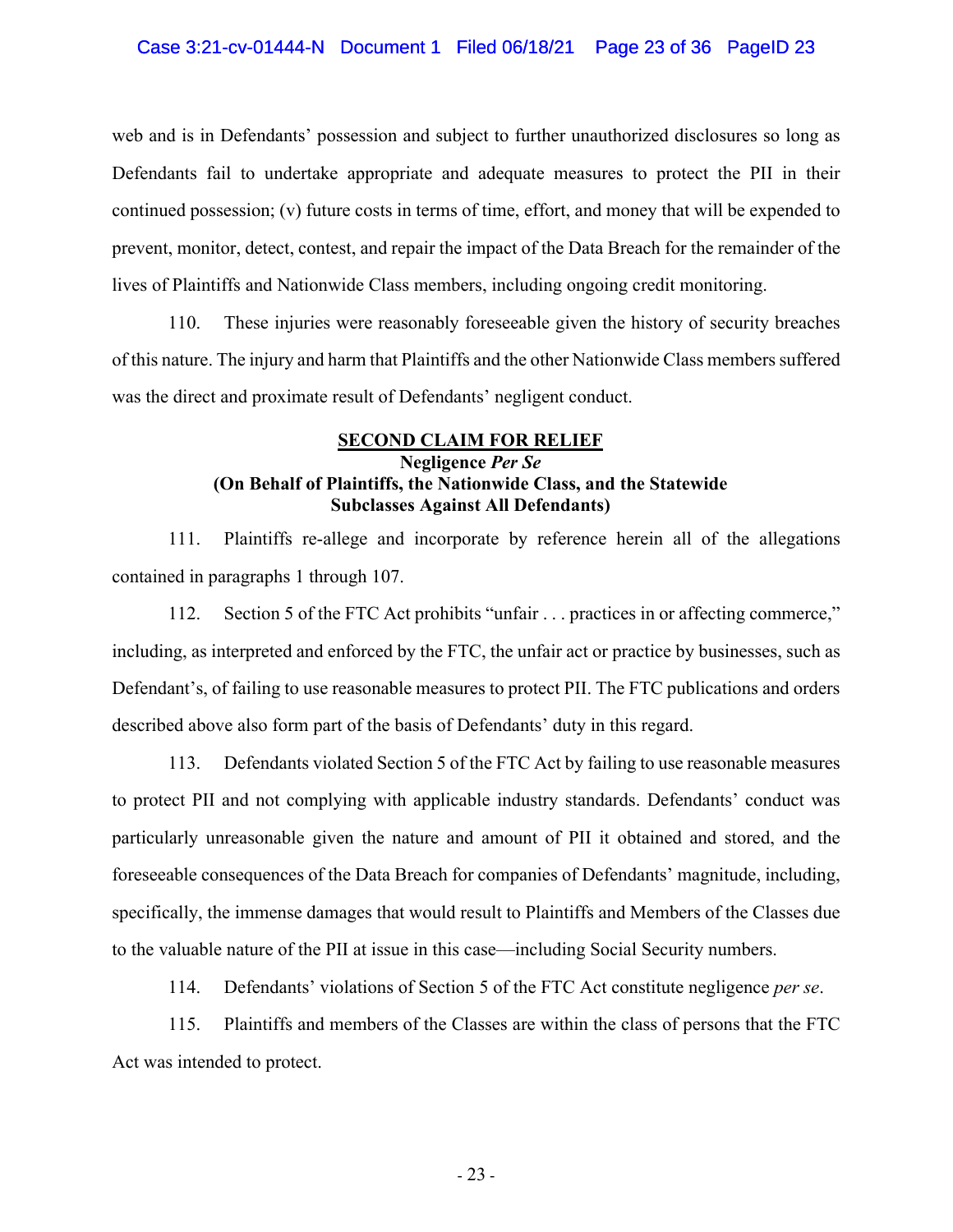web and is in Defendants' possession and subject to further unauthorized disclosures so long as Defendants fail to undertake appropriate and adequate measures to protect the PII in their continued possession; (v) future costs in terms of time, effort, and money that will be expended to prevent, monitor, detect, contest, and repair the impact of the Data Breach for the remainder of the lives of Plaintiffs and Nationwide Class members, including ongoing credit monitoring.

110. These injuries were reasonably foreseeable given the history of security breaches of this nature. The injury and harm that Plaintiffs and the other Nationwide Class members suffered was the direct and proximate result of Defendants' negligent conduct.

**SECOND CLAIM FOR RELIEF**
**Negligence *Per Se***
**(On Behalf of Plaintiffs, the Nationwide Class, and the Statewide Subclasses Against All Defendants)**

111. Plaintiffs re-allege and incorporate by reference herein all of the allegations contained in paragraphs 1 through 107.

112. Section 5 of the FTC Act prohibits "unfair . . . practices in or affecting commerce," including, as interpreted and enforced by the FTC, the unfair act or practice by businesses, such as Defendant's, of failing to use reasonable measures to protect PII. The FTC publications and orders described above also form part of the basis of Defendants' duty in this regard.

113. Defendants violated Section 5 of the FTC Act by failing to use reasonable measures to protect PII and not complying with applicable industry standards. Defendants' conduct was particularly unreasonable given the nature and amount of PII it obtained and stored, and the foreseeable consequences of the Data Breach for companies of Defendants' magnitude, including, specifically, the immense damages that would result to Plaintiffs and Members of the Classes due to the valuable nature of the PII at issue in this case—including Social Security numbers.

114. Defendants' violations of Section 5 of the FTC Act constitute negligence *per se*.

115. Plaintiffs and members of the Classes are within the class of persons that the FTC Act was intended to protect.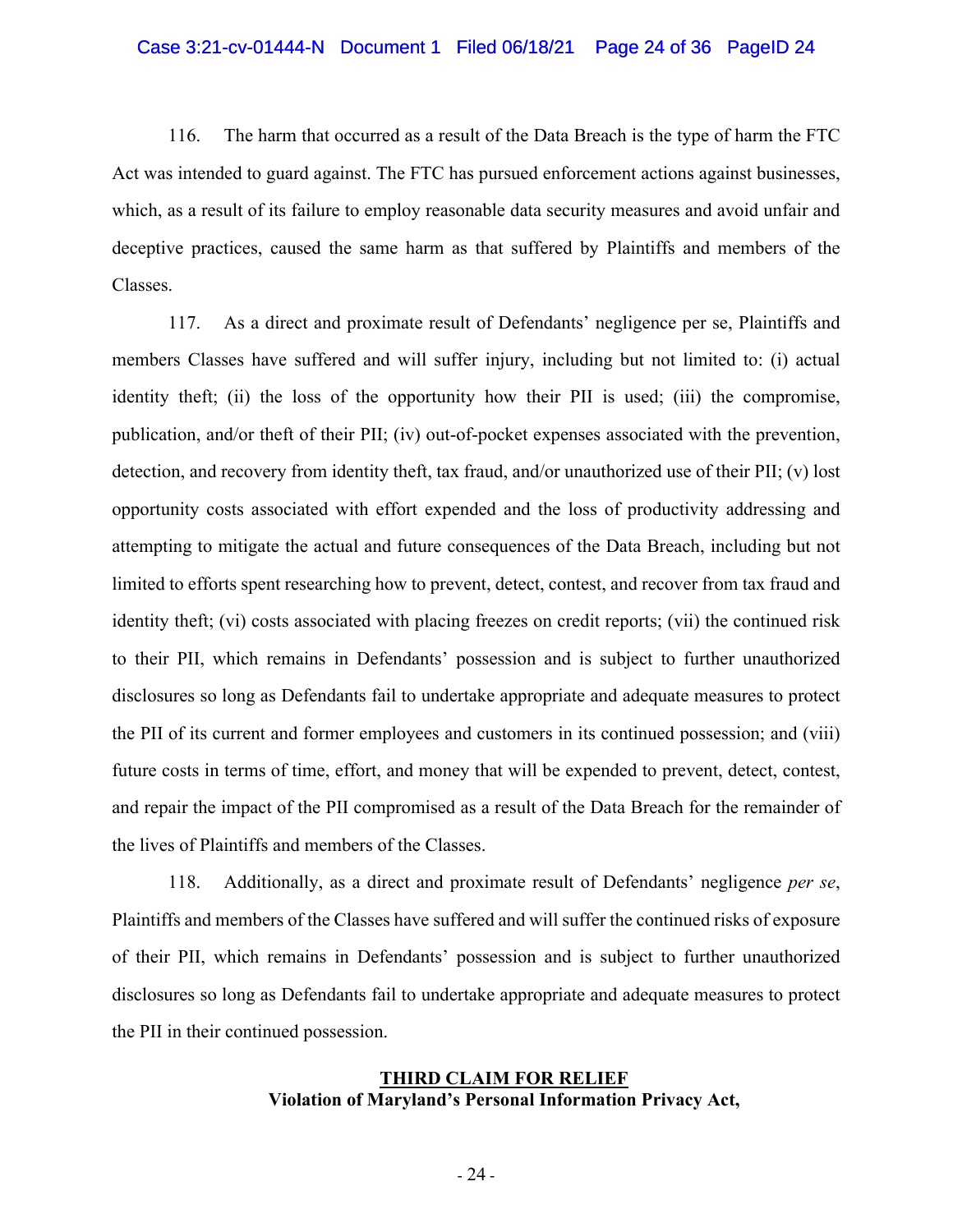116. The harm that occurred as a result of the Data Breach is the type of harm the FTC Act was intended to guard against. The FTC has pursued enforcement actions against businesses, which, as a result of its failure to employ reasonable data security measures and avoid unfair and deceptive practices, caused the same harm as that suffered by Plaintiffs and members of the Classes.

117. As a direct and proximate result of Defendants' negligence per se, Plaintiffs and members Classes have suffered and will suffer injury, including but not limited to: (i) actual identity theft; (ii) the loss of the opportunity how their PII is used; (iii) the compromise, publication, and/or theft of their PII; (iv) out-of-pocket expenses associated with the prevention, detection, and recovery from identity theft, tax fraud, and/or unauthorized use of their PII; (v) lost opportunity costs associated with effort expended and the loss of productivity addressing and attempting to mitigate the actual and future consequences of the Data Breach, including but not limited to efforts spent researching how to prevent, detect, contest, and recover from tax fraud and identity theft; (vi) costs associated with placing freezes on credit reports; (vii) the continued risk to their PII, which remains in Defendants' possession and is subject to further unauthorized disclosures so long as Defendants fail to undertake appropriate and adequate measures to protect the PII of its current and former employees and customers in its continued possession; and (viii) future costs in terms of time, effort, and money that will be expended to prevent, detect, contest, and repair the impact of the PII compromised as a result of the Data Breach for the remainder of the lives of Plaintiffs and members of the Classes.

118. Additionally, as a direct and proximate result of Defendants' negligence *per se*, Plaintiffs and members of the Classes have suffered and will suffer the continued risks of exposure of their PII, which remains in Defendants' possession and is subject to further unauthorized disclosures so long as Defendants fail to undertake appropriate and adequate measures to protect the PII in their continued possession.

## THIRD CLAIM FOR RELIEF
**Violation of Maryland's Personal Information Privacy Act,**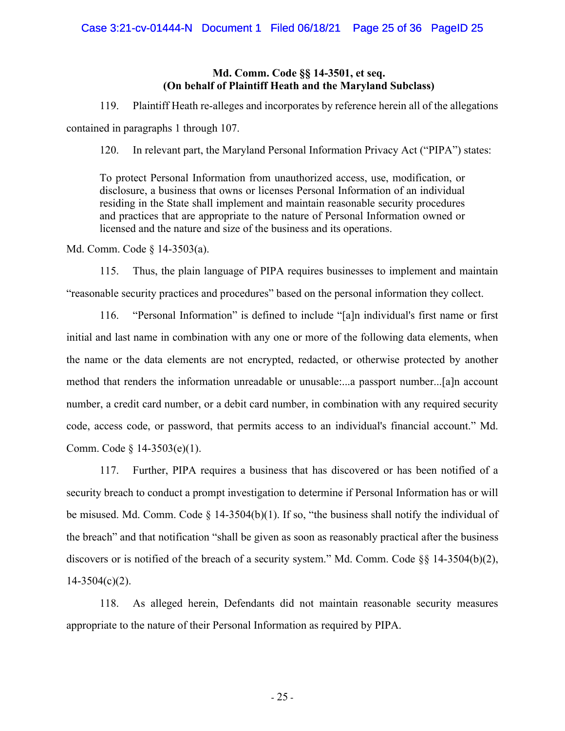**Md. Comm. Code §§ 14-3501, et seq.**
**(On behalf of Plaintiff Heath and the Maryland Subclass)**

119. Plaintiff Heath re-alleges and incorporates by reference herein all of the allegations contained in paragraphs 1 through 107.

120. In relevant part, the Maryland Personal Information Privacy Act ("PIPA") states:

> To protect Personal Information from unauthorized access, use, modification, or disclosure, a business that owns or licenses Personal Information of an individual residing in the State shall implement and maintain reasonable security procedures and practices that are appropriate to the nature of Personal Information owned or licensed and the nature and size of the business and its operations.

Md. Comm. Code § 14-3503(a).

115. Thus, the plain language of PIPA requires businesses to implement and maintain "reasonable security practices and procedures" based on the personal information they collect.

116. "Personal Information" is defined to include "[a]n individual's first name or first initial and last name in combination with any one or more of the following data elements, when the name or the data elements are not encrypted, redacted, or otherwise protected by another method that renders the information unreadable or unusable:...a passport number...[a]n account number, a credit card number, or a debit card number, in combination with any required security code, access code, or password, that permits access to an individual's financial account." Md. Comm. Code § 14-3503(e)(1).

117. Further, PIPA requires a business that has discovered or has been notified of a security breach to conduct a prompt investigation to determine if Personal Information has or will be misused. Md. Comm. Code § 14-3504(b)(1). If so, "the business shall notify the individual of the breach" and that notification "shall be given as soon as reasonably practical after the business discovers or is notified of the breach of a security system." Md. Comm. Code §§ 14-3504(b)(2), 14-3504(c)(2).

118. As alleged herein, Defendants did not maintain reasonable security measures appropriate to the nature of their Personal Information as required by PIPA.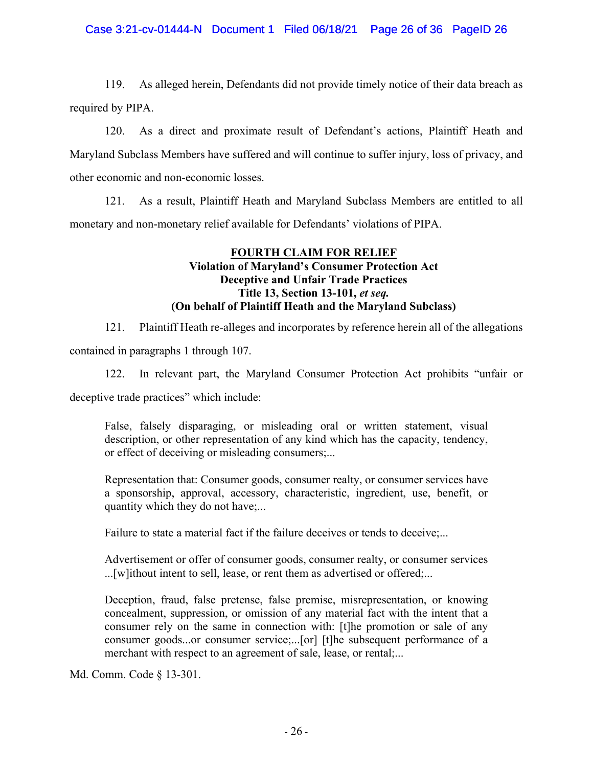119. As alleged herein, Defendants did not provide timely notice of their data breach as required by PIPA.

120. As a direct and proximate result of Defendant's actions, Plaintiff Heath and Maryland Subclass Members have suffered and will continue to suffer injury, loss of privacy, and other economic and non-economic losses.

121. As a result, Plaintiff Heath and Maryland Subclass Members are entitled to all monetary and non-monetary relief available for Defendants' violations of PIPA.

**FOURTH CLAIM FOR RELIEF**
**Violation of Maryland's Consumer Protection Act**
**Deceptive and Unfair Trade Practices**
**Title 13, Section 13-101, *et seq.***
**(On behalf of Plaintiff Heath and the Maryland Subclass)**

121. Plaintiff Heath re-alleges and incorporates by reference herein all of the allegations contained in paragraphs 1 through 107.

122. In relevant part, the Maryland Consumer Protection Act prohibits "unfair or deceptive trade practices" which include:

> False, falsely disparaging, or misleading oral or written statement, visual description, or other representation of any kind which has the capacity, tendency, or effect of deceiving or misleading consumers;...
>
> Representation that: Consumer goods, consumer realty, or consumer services have a sponsorship, approval, accessory, characteristic, ingredient, use, benefit, or quantity which they do not have;...
>
> Failure to state a material fact if the failure deceives or tends to deceive;...
>
> Advertisement or offer of consumer goods, consumer realty, or consumer services ...[w]ithout intent to sell, lease, or rent them as advertised or offered;...
>
> Deception, fraud, false pretense, false premise, misrepresentation, or knowing concealment, suppression, or omission of any material fact with the intent that a consumer rely on the same in connection with: [t]he promotion or sale of any consumer goods...or consumer service;...[or] [t]he subsequent performance of a merchant with respect to an agreement of sale, lease, or rental;...

Md. Comm. Code § 13-301.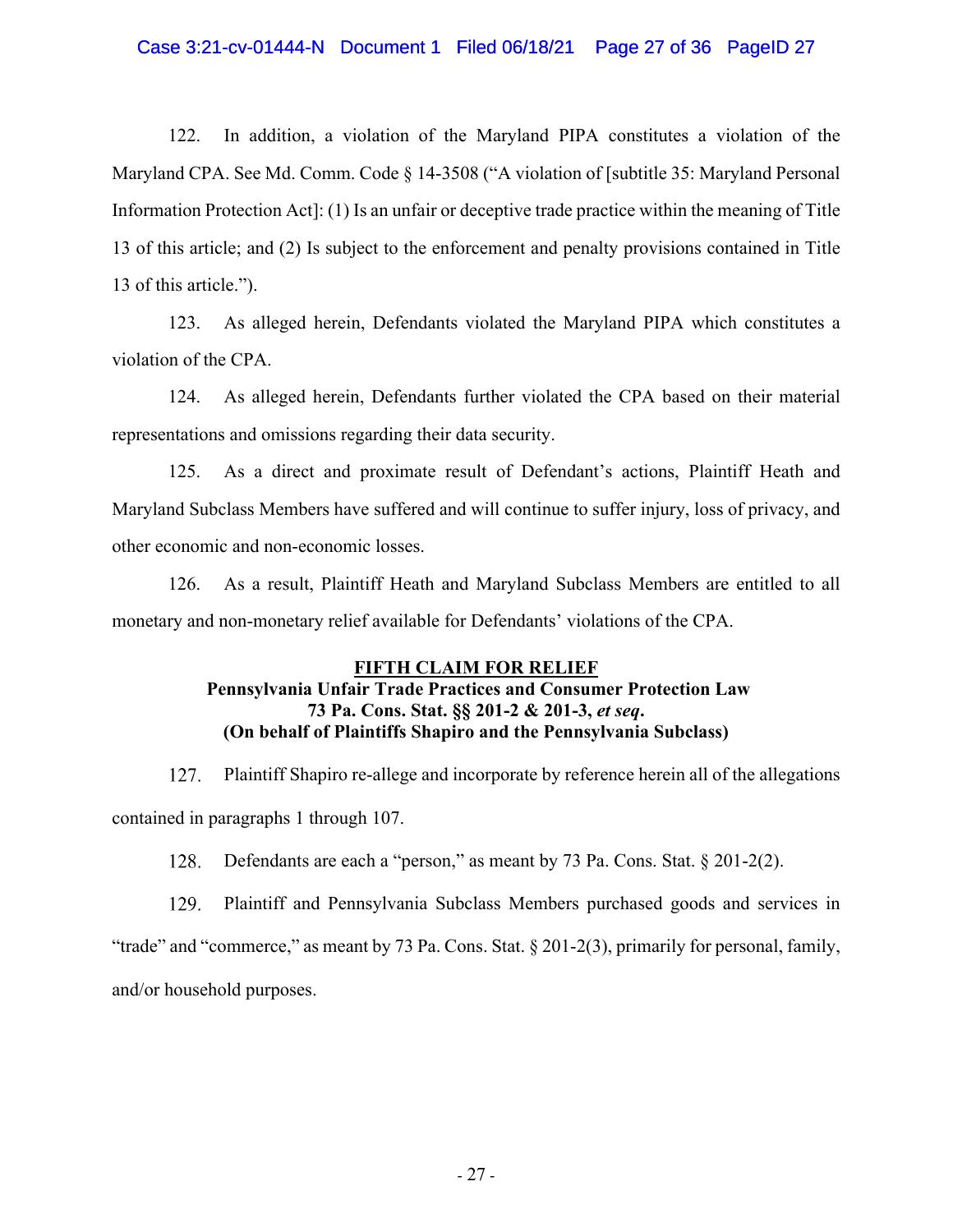122. In addition, a violation of the Maryland PIPA constitutes a violation of the Maryland CPA. See Md. Comm. Code § 14-3508 ("A violation of [subtitle 35: Maryland Personal Information Protection Act]: (1) Is an unfair or deceptive trade practice within the meaning of Title 13 of this article; and (2) Is subject to the enforcement and penalty provisions contained in Title 13 of this article.").

123. As alleged herein, Defendants violated the Maryland PIPA which constitutes a violation of the CPA.

124. As alleged herein, Defendants further violated the CPA based on their material representations and omissions regarding their data security.

125. As a direct and proximate result of Defendant's actions, Plaintiff Heath and Maryland Subclass Members have suffered and will continue to suffer injury, loss of privacy, and other economic and non-economic losses.

126. As a result, Plaintiff Heath and Maryland Subclass Members are entitled to all monetary and non-monetary relief available for Defendants' violations of the CPA.

**FIFTH CLAIM FOR RELIEF**
**Pennsylvania Unfair Trade Practices and Consumer Protection Law**
**73 Pa. Cons. Stat. §§ 201-2 & 201-3, *et seq*.**
**(On behalf of Plaintiffs Shapiro and the Pennsylvania Subclass)**

127. Plaintiff Shapiro re-allege and incorporate by reference herein all of the allegations contained in paragraphs 1 through 107.

128. Defendants are each a "person," as meant by 73 Pa. Cons. Stat. § 201-2(2).

129. Plaintiff and Pennsylvania Subclass Members purchased goods and services in "trade" and "commerce," as meant by 73 Pa. Cons. Stat. § 201-2(3), primarily for personal, family, and/or household purposes.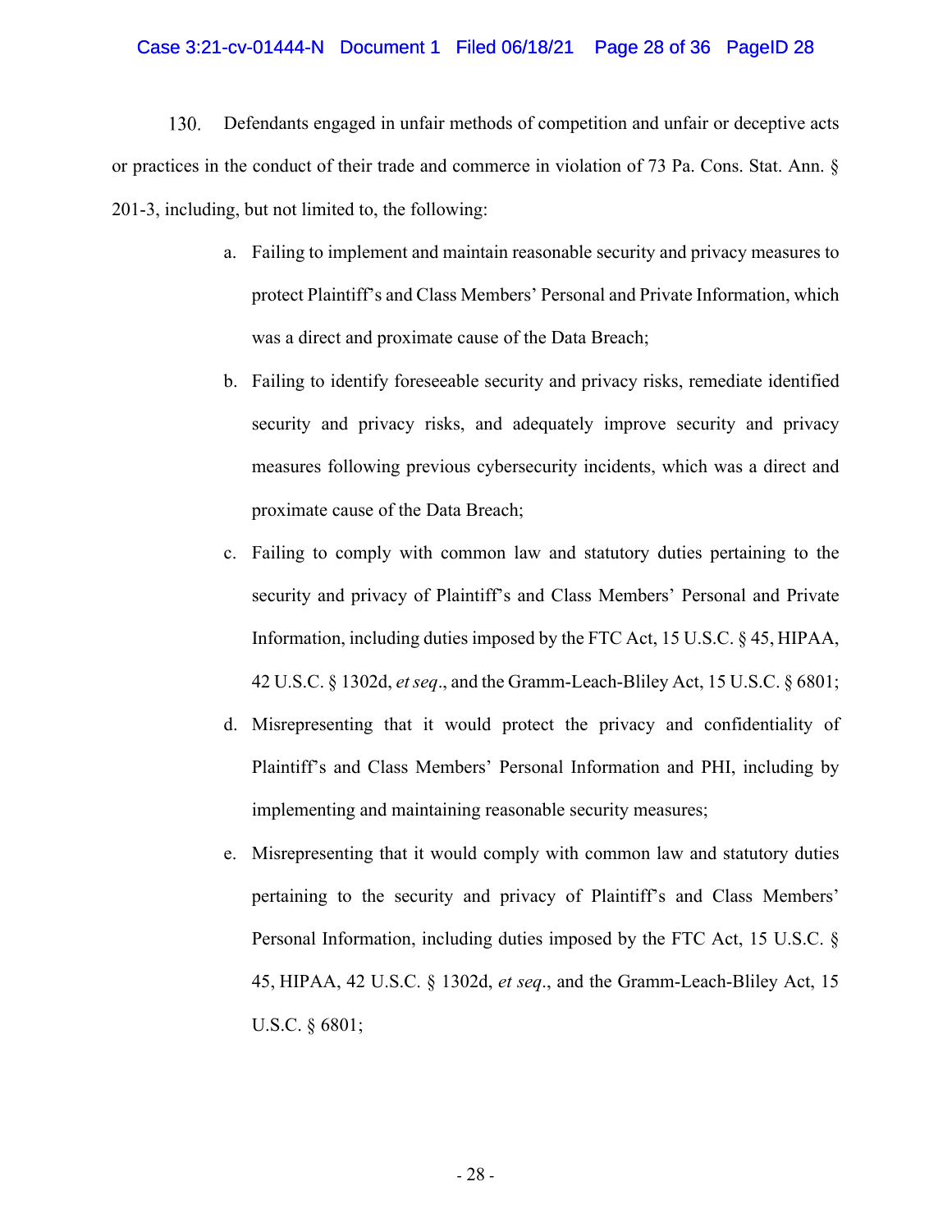130. Defendants engaged in unfair methods of competition and unfair or deceptive acts or practices in the conduct of their trade and commerce in violation of 73 Pa. Cons. Stat. Ann. § 201-3, including, but not limited to, the following:

a. Failing to implement and maintain reasonable security and privacy measures to protect Plaintiff's and Class Members' Personal and Private Information, which was a direct and proximate cause of the Data Breach;

b. Failing to identify foreseeable security and privacy risks, remediate identified security and privacy risks, and adequately improve security and privacy measures following previous cybersecurity incidents, which was a direct and proximate cause of the Data Breach;

c. Failing to comply with common law and statutory duties pertaining to the security and privacy of Plaintiff's and Class Members' Personal and Private Information, including duties imposed by the FTC Act, 15 U.S.C. § 45, HIPAA, 42 U.S.C. § 1302d, *et seq*., and the Gramm-Leach-Bliley Act, 15 U.S.C. § 6801;

d. Misrepresenting that it would protect the privacy and confidentiality of Plaintiff's and Class Members' Personal Information and PHI, including by implementing and maintaining reasonable security measures;

e. Misrepresenting that it would comply with common law and statutory duties pertaining to the security and privacy of Plaintiff's and Class Members' Personal Information, including duties imposed by the FTC Act, 15 U.S.C. § 45, HIPAA, 42 U.S.C. § 1302d, *et seq*., and the Gramm-Leach-Bliley Act, 15 U.S.C. § 6801;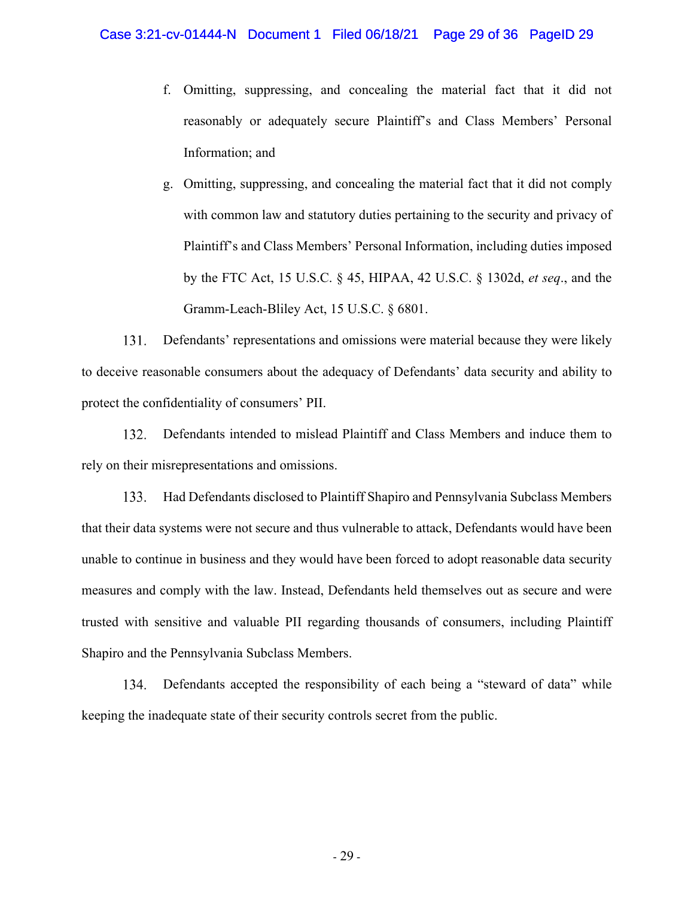f. Omitting, suppressing, and concealing the material fact that it did not reasonably or adequately secure Plaintiff's and Class Members' Personal Information; and

g. Omitting, suppressing, and concealing the material fact that it did not comply with common law and statutory duties pertaining to the security and privacy of Plaintiff's and Class Members' Personal Information, including duties imposed by the FTC Act, 15 U.S.C. § 45, HIPAA, 42 U.S.C. § 1302d, *et seq*., and the Gramm-Leach-Bliley Act, 15 U.S.C. § 6801.

131. Defendants' representations and omissions were material because they were likely to deceive reasonable consumers about the adequacy of Defendants' data security and ability to protect the confidentiality of consumers' PII.

132. Defendants intended to mislead Plaintiff and Class Members and induce them to rely on their misrepresentations and omissions.

133. Had Defendants disclosed to Plaintiff Shapiro and Pennsylvania Subclass Members that their data systems were not secure and thus vulnerable to attack, Defendants would have been unable to continue in business and they would have been forced to adopt reasonable data security measures and comply with the law. Instead, Defendants held themselves out as secure and were trusted with sensitive and valuable PII regarding thousands of consumers, including Plaintiff Shapiro and the Pennsylvania Subclass Members.

134. Defendants accepted the responsibility of each being a "steward of data" while keeping the inadequate state of their security controls secret from the public.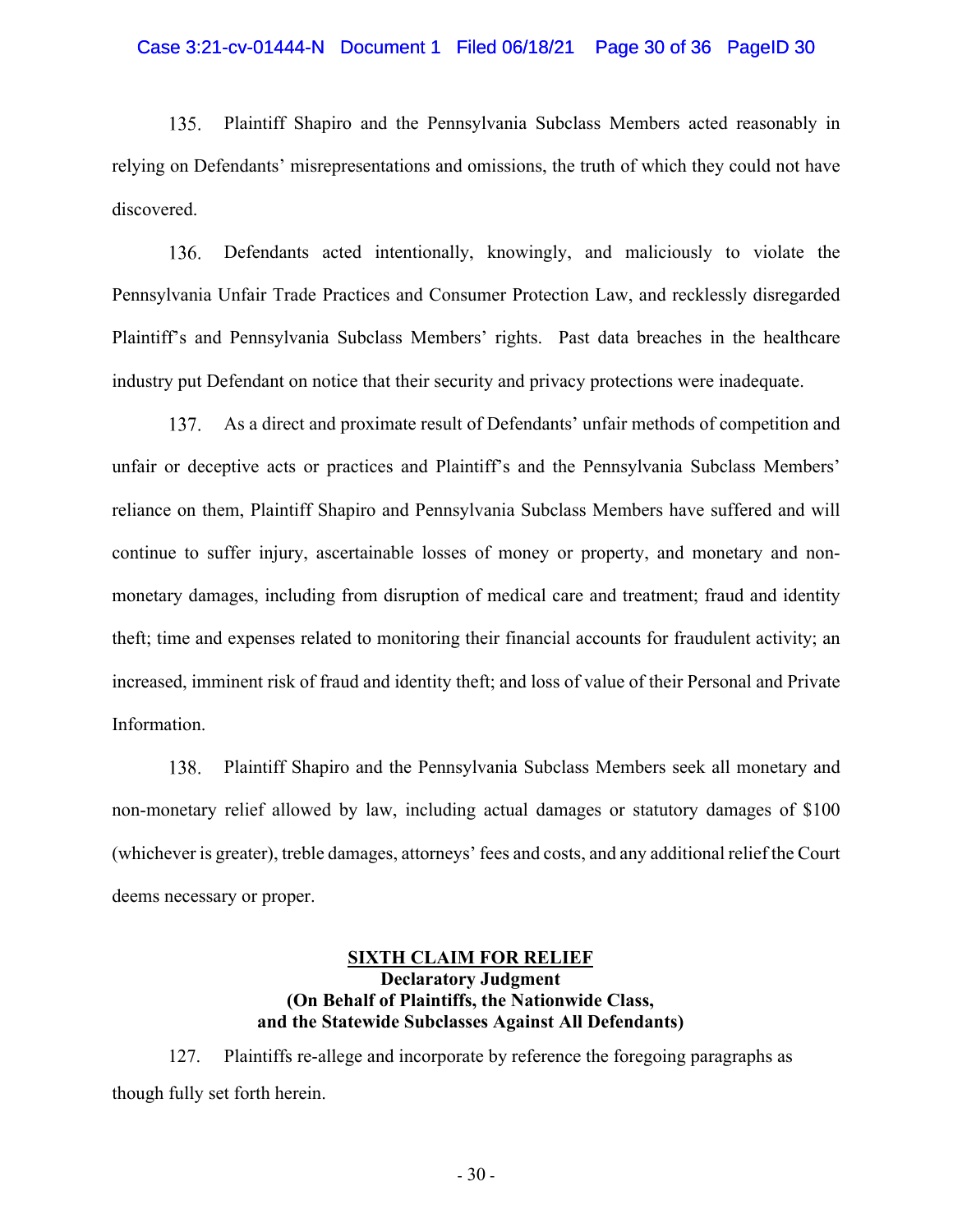135. Plaintiff Shapiro and the Pennsylvania Subclass Members acted reasonably in relying on Defendants' misrepresentations and omissions, the truth of which they could not have discovered.

136. Defendants acted intentionally, knowingly, and maliciously to violate the Pennsylvania Unfair Trade Practices and Consumer Protection Law, and recklessly disregarded Plaintiff's and Pennsylvania Subclass Members' rights. Past data breaches in the healthcare industry put Defendant on notice that their security and privacy protections were inadequate.

137. As a direct and proximate result of Defendants' unfair methods of competition and unfair or deceptive acts or practices and Plaintiff's and the Pennsylvania Subclass Members' reliance on them, Plaintiff Shapiro and Pennsylvania Subclass Members have suffered and will continue to suffer injury, ascertainable losses of money or property, and monetary and non-monetary damages, including from disruption of medical care and treatment; fraud and identity theft; time and expenses related to monitoring their financial accounts for fraudulent activity; an increased, imminent risk of fraud and identity theft; and loss of value of their Personal and Private Information.

138. Plaintiff Shapiro and the Pennsylvania Subclass Members seek all monetary and non-monetary relief allowed by law, including actual damages or statutory damages of $100 (whichever is greater), treble damages, attorneys' fees and costs, and any additional relief the Court deems necessary or proper.

## SIXTH CLAIM FOR RELIEF
**Declaratory Judgment**
**(On Behalf of Plaintiffs, the Nationwide Class, and the Statewide Subclasses Against All Defendants)**

127. Plaintiffs re-allege and incorporate by reference the foregoing paragraphs as though fully set forth herein.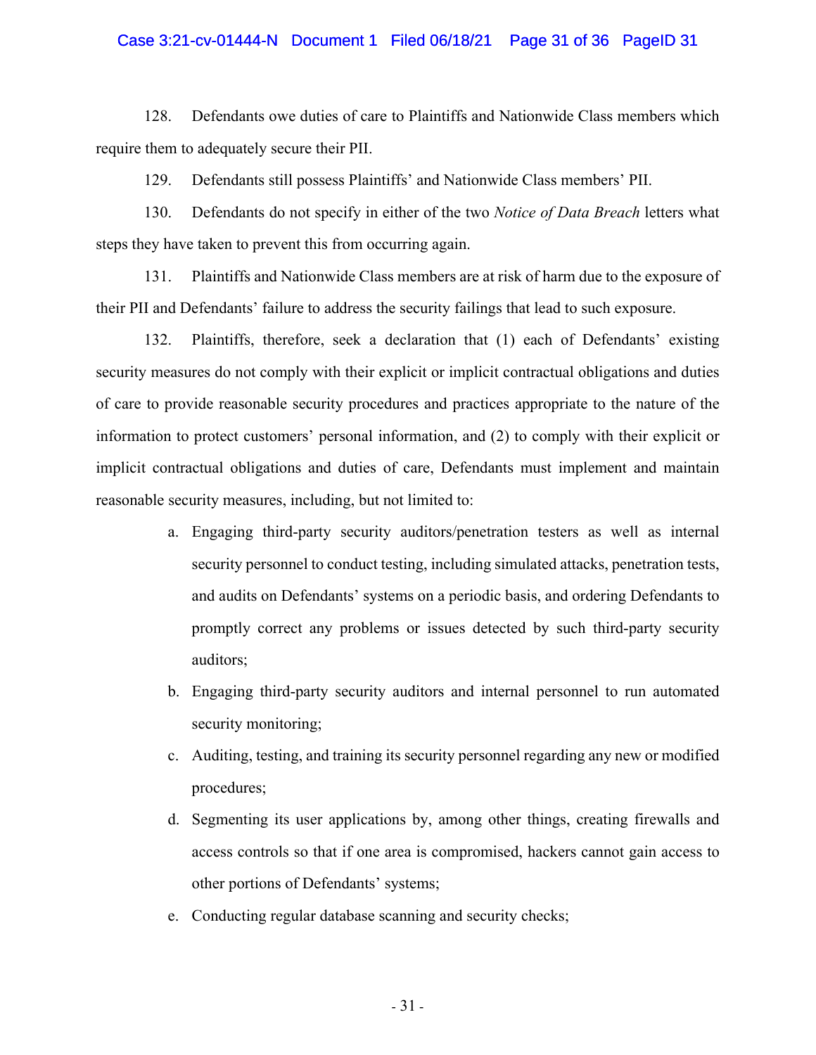128. Defendants owe duties of care to Plaintiffs and Nationwide Class members which require them to adequately secure their PII.

129. Defendants still possess Plaintiffs' and Nationwide Class members' PII.

130. Defendants do not specify in either of the two *Notice of Data Breach* letters what steps they have taken to prevent this from occurring again.

131. Plaintiffs and Nationwide Class members are at risk of harm due to the exposure of their PII and Defendants' failure to address the security failings that lead to such exposure.

132. Plaintiffs, therefore, seek a declaration that (1) each of Defendants' existing security measures do not comply with their explicit or implicit contractual obligations and duties of care to provide reasonable security procedures and practices appropriate to the nature of the information to protect customers' personal information, and (2) to comply with their explicit or implicit contractual obligations and duties of care, Defendants must implement and maintain reasonable security measures, including, but not limited to:

a. Engaging third-party security auditors/penetration testers as well as internal security personnel to conduct testing, including simulated attacks, penetration tests, and audits on Defendants' systems on a periodic basis, and ordering Defendants to promptly correct any problems or issues detected by such third-party security auditors;

b. Engaging third-party security auditors and internal personnel to run automated security monitoring;

c. Auditing, testing, and training its security personnel regarding any new or modified procedures;

d. Segmenting its user applications by, among other things, creating firewalls and access controls so that if one area is compromised, hackers cannot gain access to other portions of Defendants' systems;

e. Conducting regular database scanning and security checks;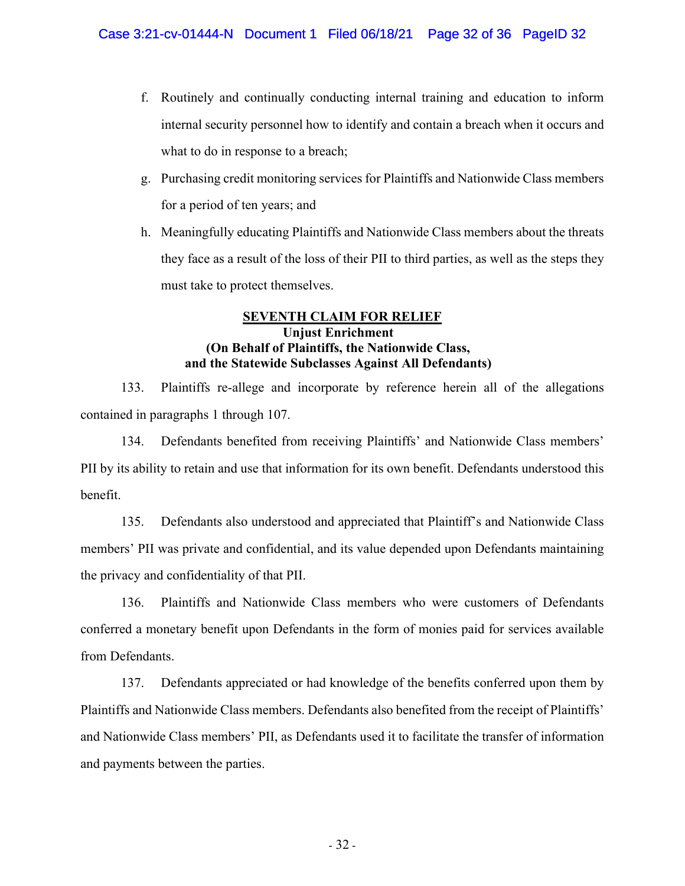f. Routinely and continually conducting internal training and education to inform internal security personnel how to identify and contain a breach when it occurs and what to do in response to a breach;

g. Purchasing credit monitoring services for Plaintiffs and Nationwide Class members for a period of ten years; and

h. Meaningfully educating Plaintiffs and Nationwide Class members about the threats they face as a result of the loss of their PII to third parties, as well as the steps they must take to protect themselves.

**SEVENTH CLAIM FOR RELIEF**
**Unjust Enrichment**
**(On Behalf of Plaintiffs, the Nationwide Class, and the Statewide Subclasses Against All Defendants)**

133. Plaintiffs re-allege and incorporate by reference herein all of the allegations contained in paragraphs 1 through 107.

134. Defendants benefited from receiving Plaintiffs' and Nationwide Class members' PII by its ability to retain and use that information for its own benefit. Defendants understood this benefit.

135. Defendants also understood and appreciated that Plaintiff's and Nationwide Class members' PII was private and confidential, and its value depended upon Defendants maintaining the privacy and confidentiality of that PII.

136. Plaintiffs and Nationwide Class members who were customers of Defendants conferred a monetary benefit upon Defendants in the form of monies paid for services available from Defendants.

137. Defendants appreciated or had knowledge of the benefits conferred upon them by Plaintiffs and Nationwide Class members. Defendants also benefited from the receipt of Plaintiffs' and Nationwide Class members' PII, as Defendants used it to facilitate the transfer of information and payments between the parties.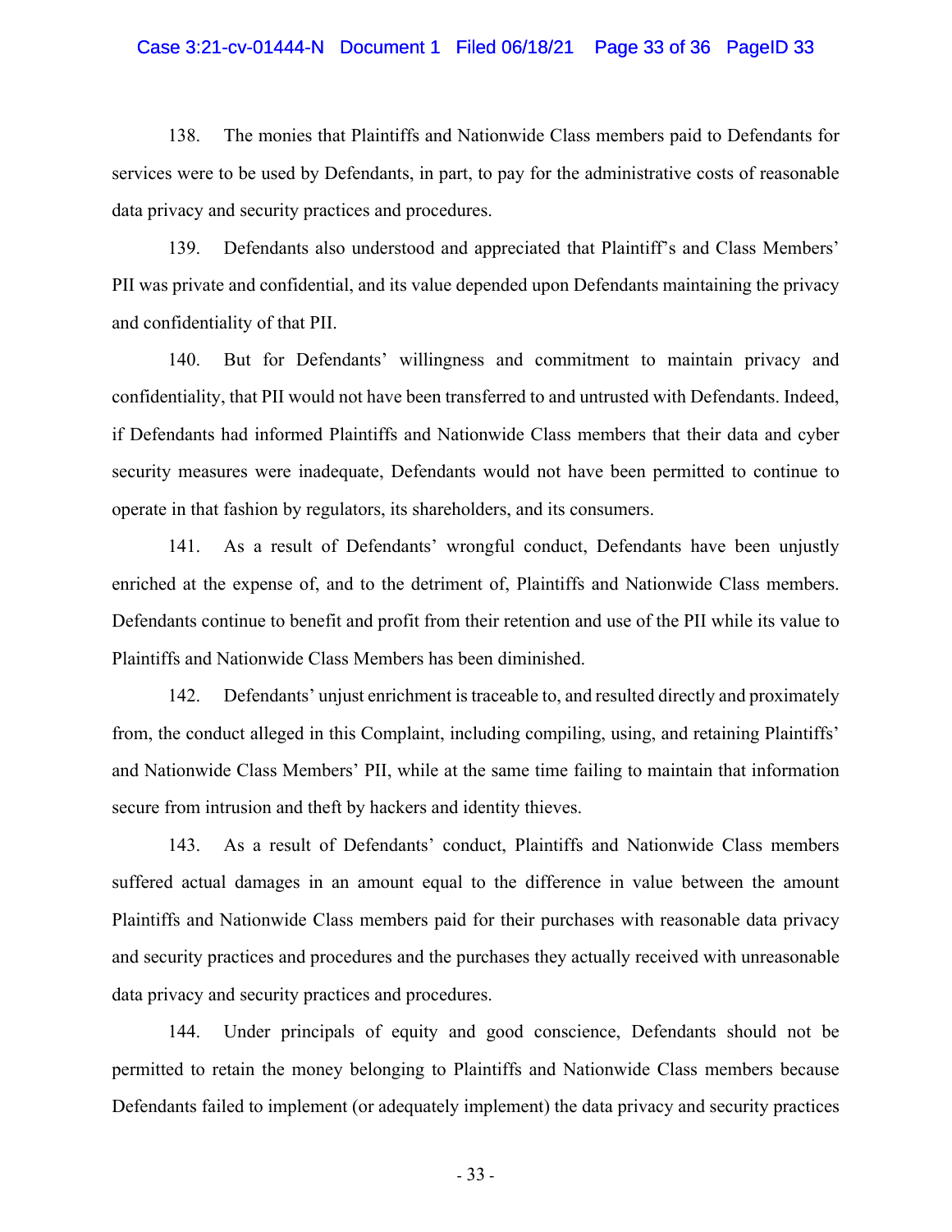138. The monies that Plaintiffs and Nationwide Class members paid to Defendants for services were to be used by Defendants, in part, to pay for the administrative costs of reasonable data privacy and security practices and procedures.

139. Defendants also understood and appreciated that Plaintiff's and Class Members' PII was private and confidential, and its value depended upon Defendants maintaining the privacy and confidentiality of that PII.

140. But for Defendants' willingness and commitment to maintain privacy and confidentiality, that PII would not have been transferred to and untrusted with Defendants. Indeed, if Defendants had informed Plaintiffs and Nationwide Class members that their data and cyber security measures were inadequate, Defendants would not have been permitted to continue to operate in that fashion by regulators, its shareholders, and its consumers.

141. As a result of Defendants' wrongful conduct, Defendants have been unjustly enriched at the expense of, and to the detriment of, Plaintiffs and Nationwide Class members. Defendants continue to benefit and profit from their retention and use of the PII while its value to Plaintiffs and Nationwide Class Members has been diminished.

142. Defendants' unjust enrichment is traceable to, and resulted directly and proximately from, the conduct alleged in this Complaint, including compiling, using, and retaining Plaintiffs' and Nationwide Class Members' PII, while at the same time failing to maintain that information secure from intrusion and theft by hackers and identity thieves.

143. As a result of Defendants' conduct, Plaintiffs and Nationwide Class members suffered actual damages in an amount equal to the difference in value between the amount Plaintiffs and Nationwide Class members paid for their purchases with reasonable data privacy and security practices and procedures and the purchases they actually received with unreasonable data privacy and security practices and procedures.

144. Under principals of equity and good conscience, Defendants should not be permitted to retain the money belonging to Plaintiffs and Nationwide Class members because Defendants failed to implement (or adequately implement) the data privacy and security practices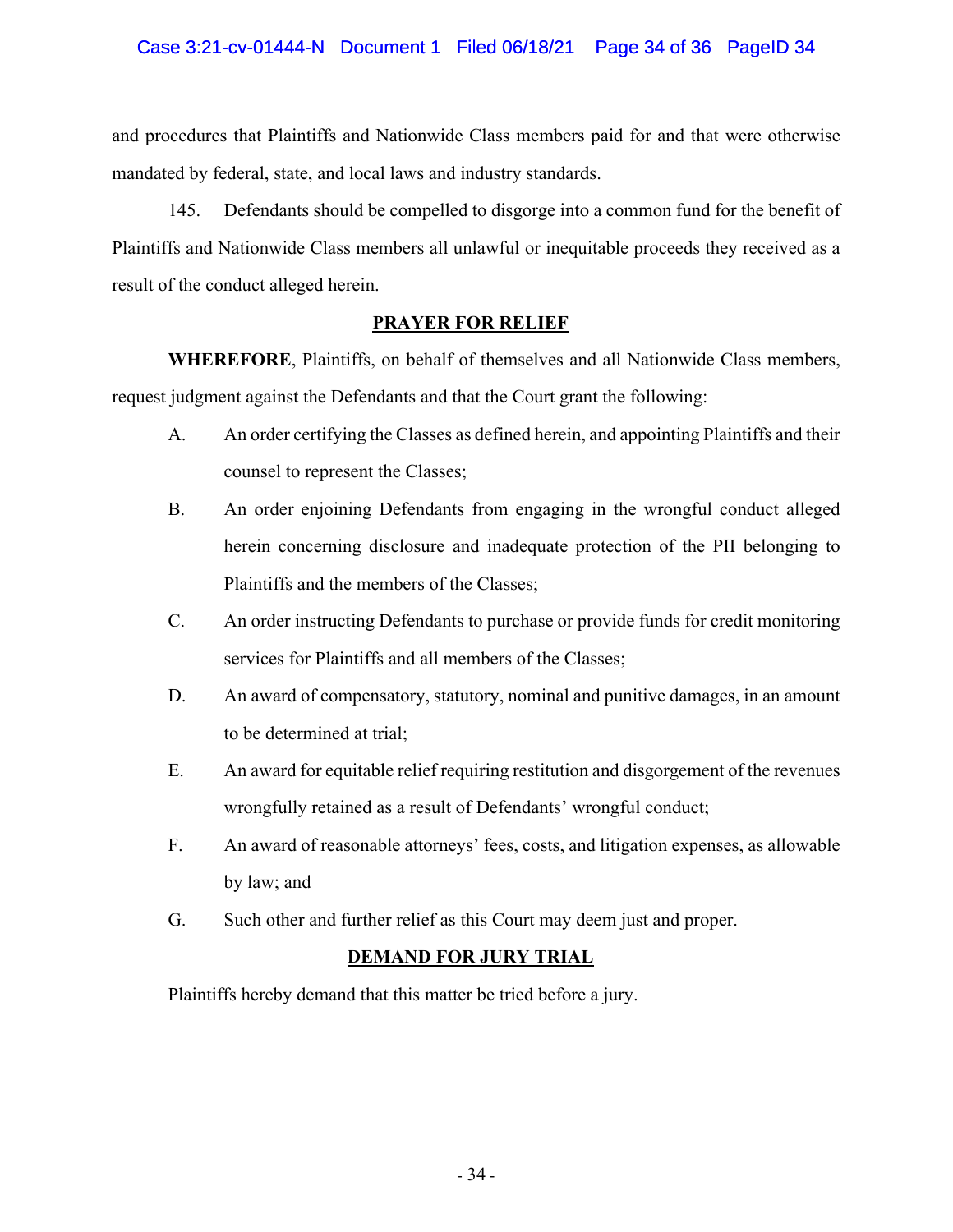and procedures that Plaintiffs and Nationwide Class members paid for and that were otherwise mandated by federal, state, and local laws and industry standards.

145. Defendants should be compelled to disgorge into a common fund for the benefit of Plaintiffs and Nationwide Class members all unlawful or inequitable proceeds they received as a result of the conduct alleged herein.

## PRAYER FOR RELIEF

**WHEREFORE**, Plaintiffs, on behalf of themselves and all Nationwide Class members, request judgment against the Defendants and that the Court grant the following:

A. An order certifying the Classes as defined herein, and appointing Plaintiffs and their counsel to represent the Classes;

B. An order enjoining Defendants from engaging in the wrongful conduct alleged herein concerning disclosure and inadequate protection of the PII belonging to Plaintiffs and the members of the Classes;

C. An order instructing Defendants to purchase or provide funds for credit monitoring services for Plaintiffs and all members of the Classes;

D. An award of compensatory, statutory, nominal and punitive damages, in an amount to be determined at trial;

E. An award for equitable relief requiring restitution and disgorgement of the revenues wrongfully retained as a result of Defendants' wrongful conduct;

F. An award of reasonable attorneys' fees, costs, and litigation expenses, as allowable by law; and

G. Such other and further relief as this Court may deem just and proper.

## DEMAND FOR JURY TRIAL

Plaintiffs hereby demand that this matter be tried before a jury.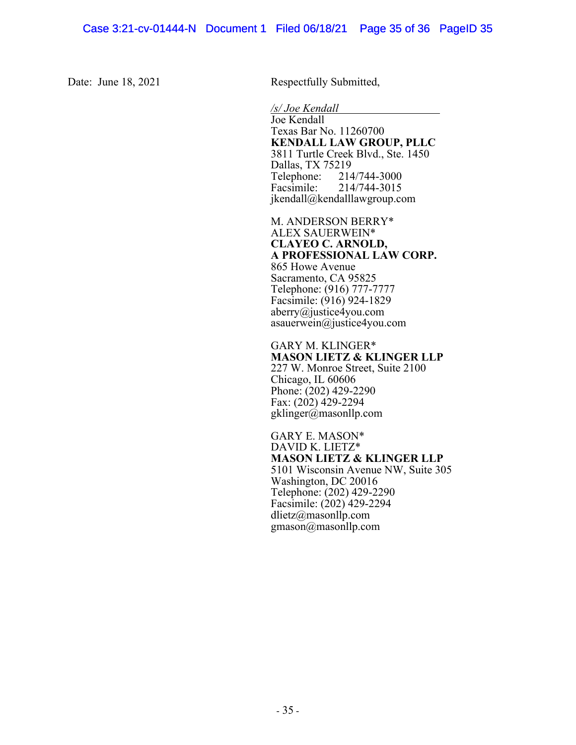Date: June 18, 2021

Respectfully Submitted,

*/s/ Joe Kendall*
Joe Kendall
Texas Bar No. 11260700
**KENDALL LAW GROUP, PLLC**
3811 Turtle Creek Blvd., Ste. 1450
Dallas, TX 75219
Telephone: 214/744-3000
Facsimile: 214/744-3015
jkendall@kendalllawgroup.com

M. ANDERSON BERRY*
ALEX SAUERWEIN*
**CLAYEO C. ARNOLD,**
**A PROFESSIONAL LAW CORP.**
865 Howe Avenue
Sacramento, CA 95825
Telephone: (916) 777-7777
Facsimile: (916) 924-1829
aberry@justice4you.com
asauerwein@justice4you.com

GARY M. KLINGER*
**MASON LIETZ & KLINGER LLP**
227 W. Monroe Street, Suite 2100
Chicago, IL 60606
Phone: (202) 429-2290
Fax: (202) 429-2294
gklinger@masonllp.com

GARY E. MASON*
DAVID K. LIETZ*
**MASON LIETZ & KLINGER LLP**
5101 Wisconsin Avenue NW, Suite 305
Washington, DC 20016
Telephone: (202) 429-2290
Facsimile: (202) 429-2294
dlietz@masonllp.com
gmason@masonllp.com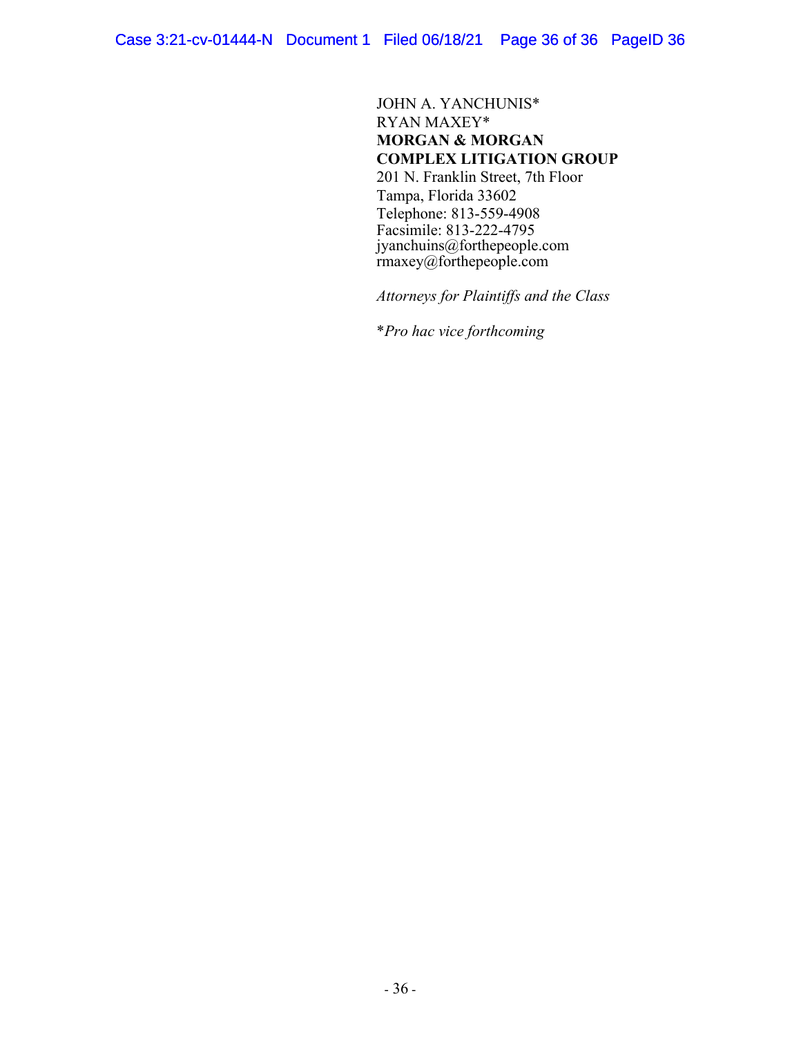JOHN A. YANCHUNIS*
RYAN MAXEY*
**MORGAN & MORGAN**
**COMPLEX LITIGATION GROUP**
201 N. Franklin Street, 7th Floor
Tampa, Florida 33602
Telephone: 813-559-4908
Facsimile: 813-222-4795
jyanchuins@forthepeople.com
rmaxey@forthepeople.com

*Attorneys for Plaintiffs and the Class*

**Pro hac vice forthcoming*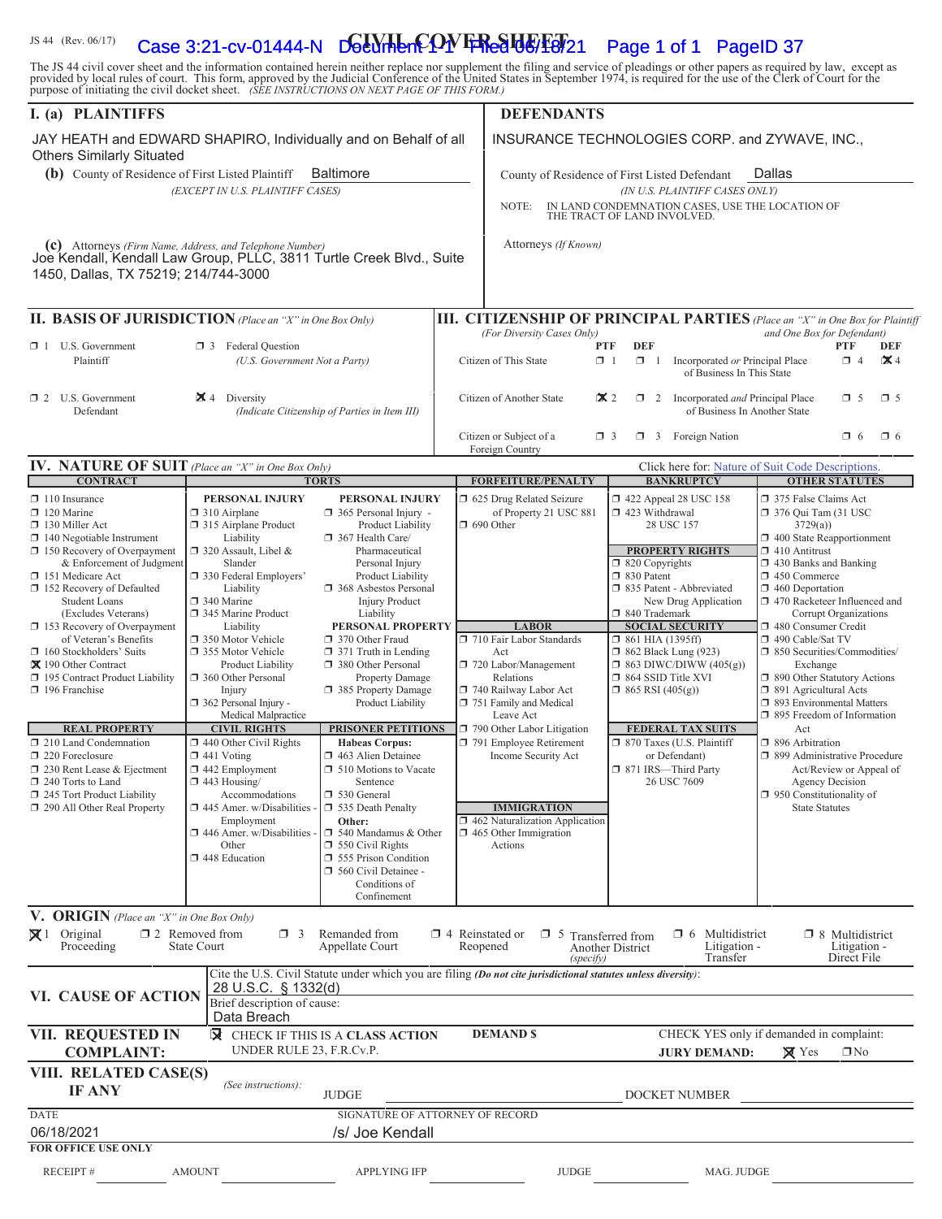JS 44 (Rev. 06/17)

# CIVIL COVER SHEET

The JS 44 civil cover sheet and the information contained herein neither replace nor supplement the filing and service of pleadings or other papers as required by law, except as provided by local rules of court. This form, approved by the Judicial Conference of the United States in September 1974, is required for the use of the Clerk of Court for the purpose of initiating the civil docket sheet. *(SEE INSTRUCTIONS ON NEXT PAGE OF THIS FORM.)*

## I. (a) PLAINTIFFS

JAY HEATH and EDWARD SHAPIRO, Individually and on Behalf of all Others Similarly Situated

**(b)** County of Residence of First Listed Plaintiff: Baltimore
*(EXCEPT IN U.S. PLAINTIFF CASES)*

**(c)** Attorneys *(Firm Name, Address, and Telephone Number)*
Joe Kendall, Kendall Law Group, PLLC, 3811 Turtle Creek Blvd., Suite 1450, Dallas, TX 75219; 214/744-3000

## DEFENDANTS

INSURANCE TECHNOLOGIES CORP. and ZYWAVE, INC.,

County of Residence of First Listed Defendant: Dallas
*(IN U.S. PLAINTIFF CASES ONLY)*

NOTE: IN LAND CONDEMNATION CASES, USE THE LOCATION OF THE TRACT OF LAND INVOLVED.

Attorneys *(If Known)*

## II. BASIS OF JURISDICTION *(Place an "X" in One Box Only)*

- ☐ 1 U.S. Government Plaintiff
- ☐ 3 Federal Question *(U.S. Government Not a Party)*
- ☐ 2 U.S. Government Defendant
- ☒ 4 Diversity *(Indicate Citizenship of Parties in Item III)*

## III. CITIZENSHIP OF PRINCIPAL PARTIES *(Place an "X" in One Box for Plaintiff and One Box for Defendant)* *(For Diversity Cases Only)*

| | PTF | DEF | | PTF | DEF |
|---|---|---|---|---|---|
| Citizen of This State | ☐ 1 | ☐ 1 | Incorporated *or* Principal Place of Business In This State | ☐ 4 | ☒ 4 |
| Citizen of Another State | ☒ 2 | ☐ 2 | Incorporated *and* Principal Place of Business In Another State | ☐ 5 | ☐ 5 |
| Citizen or Subject of a Foreign Country | ☐ 3 | ☐ 3 | Foreign Nation | ☐ 6 | ☐ 6 |

## IV. NATURE OF SUIT *(Place an "X" in One Box Only)*

Click here for: Nature of Suit Code Descriptions.

**CONTRACT**
- ☐ 110 Insurance
- ☐ 120 Marine
- ☐ 130 Miller Act
- ☐ 140 Negotiable Instrument
- ☐ 150 Recovery of Overpayment & Enforcement of Judgment
- ☐ 151 Medicare Act
- ☐ 152 Recovery of Defaulted Student Loans (Excludes Veterans)
- ☐ 153 Recovery of Overpayment of Veteran's Benefits
- ☐ 160 Stockholders' Suits
- ☒ 190 Other Contract
- ☐ 195 Contract Product Liability
- ☐ 196 Franchise

**REAL PROPERTY**
- ☐ 210 Land Condemnation
- ☐ 220 Foreclosure
- ☐ 230 Rent Lease & Ejectment
- ☐ 240 Torts to Land
- ☐ 245 Tort Product Liability
- ☐ 290 All Other Real Property

**TORTS — PERSONAL INJURY**
- ☐ 310 Airplane
- ☐ 315 Airplane Product Liability
- ☐ 320 Assault, Libel & Slander
- ☐ 330 Federal Employers' Liability
- ☐ 340 Marine
- ☐ 345 Marine Product Liability
- ☐ 350 Motor Vehicle
- ☐ 355 Motor Vehicle Product Liability
- ☐ 360 Other Personal Injury
- ☐ 362 Personal Injury - Medical Malpractice

**PERSONAL INJURY**
- ☐ 365 Personal Injury - Product Liability
- ☐ 367 Health Care/ Pharmaceutical Personal Injury Product Liability
- ☐ 368 Asbestos Personal Injury Product Liability

**PERSONAL PROPERTY**
- ☐ 370 Other Fraud
- ☐ 371 Truth in Lending
- ☐ 380 Other Personal Property Damage
- ☐ 385 Property Damage Product Liability

**CIVIL RIGHTS**
- ☐ 440 Other Civil Rights
- ☐ 441 Voting
- ☐ 442 Employment
- ☐ 443 Housing/ Accommodations
- ☐ 445 Amer. w/Disabilities - Employment
- ☐ 446 Amer. w/Disabilities - Other
- ☐ 448 Education

**PRISONER PETITIONS**
Habeas Corpus:
- ☐ 463 Alien Detainee
- ☐ 510 Motions to Vacate Sentence
- ☐ 530 General
- ☐ 535 Death Penalty

Other:
- ☐ 540 Mandamus & Other
- ☐ 550 Civil Rights
- ☐ 555 Prison Condition
- ☐ 560 Civil Detainee - Conditions of Confinement

**FORFEITURE/PENALTY**
- ☐ 625 Drug Related Seizure of Property 21 USC 881
- ☐ 690 Other

**LABOR**
- ☐ 710 Fair Labor Standards Act
- ☐ 720 Labor/Management Relations
- ☐ 740 Railway Labor Act
- ☐ 751 Family and Medical Leave Act
- ☐ 790 Other Labor Litigation
- ☐ 791 Employee Retirement Income Security Act

**IMMIGRATION**
- ☐ 462 Naturalization Application
- ☐ 465 Other Immigration Actions

**BANKRUPTCY**
- ☐ 422 Appeal 28 USC 158
- ☐ 423 Withdrawal 28 USC 157

**PROPERTY RIGHTS**
- ☐ 820 Copyrights
- ☐ 830 Patent
- ☐ 835 Patent - Abbreviated New Drug Application
- ☐ 840 Trademark

**SOCIAL SECURITY**
- ☐ 861 HIA (1395ff)
- ☐ 862 Black Lung (923)
- ☐ 863 DIWC/DIWW (405(g))
- ☐ 864 SSID Title XVI
- ☐ 865 RSI (405(g))

**FEDERAL TAX SUITS**
- ☐ 870 Taxes (U.S. Plaintiff or Defendant)
- ☐ 871 IRS—Third Party 26 USC 7609

**OTHER STATUTES**
- ☐ 375 False Claims Act
- ☐ 376 Qui Tam (31 USC 3729(a))
- ☐ 400 State Reapportionment
- ☐ 410 Antitrust
- ☐ 430 Banks and Banking
- ☐ 450 Commerce
- ☐ 460 Deportation
- ☐ 470 Racketeer Influenced and Corrupt Organizations
- ☐ 480 Consumer Credit
- ☐ 490 Cable/Sat TV
- ☐ 850 Securities/Commodities/ Exchange
- ☐ 890 Other Statutory Actions
- ☐ 891 Agricultural Acts
- ☐ 893 Environmental Matters
- ☐ 895 Freedom of Information Act
- ☐ 896 Arbitration
- ☐ 899 Administrative Procedure Act/Review or Appeal of Agency Decision
- ☐ 950 Constitutionality of State Statutes

## V. ORIGIN *(Place an "X" in One Box Only)*

- ☒ 1 Original Proceeding
- ☐ 2 Removed from State Court
- ☐ 3 Remanded from Appellate Court
- ☐ 4 Reinstated or Reopened
- ☐ 5 Transferred from Another District *(specify)*
- ☐ 6 Multidistrict Litigation - Transfer
- ☐ 8 Multidistrict Litigation - Direct File

## VI. CAUSE OF ACTION

Cite the U.S. Civil Statute under which you are filing *(Do not cite jurisdictional statutes unless diversity)*:
28 U.S.C. § 1332(d)

Brief description of cause:
Data Breach

## VII. REQUESTED IN COMPLAINT:

☒ CHECK IF THIS IS A CLASS ACTION UNDER RULE 23, F.R.Cv.P.

DEMAND $

CHECK YES only if demanded in complaint:
JURY DEMAND: ☒ Yes ☐No

## VIII. RELATED CASE(S) IF ANY

*(See instructions):* JUDGE ______ DOCKET NUMBER ______

DATE: 06/18/2021

SIGNATURE OF ATTORNEY OF RECORD: /s/ Joe Kendall

**FOR OFFICE USE ONLY**

RECEIPT # ______ AMOUNT ______ APPLYING IFP ______ JUDGE ______ MAG. JUDGE ______